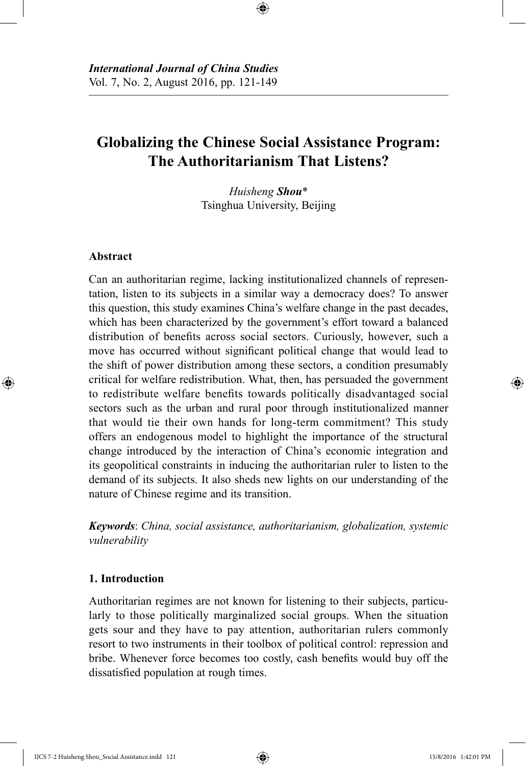# Globalizing the Chinese Social Assistance Program: The Authoritarianism That Listens?

*Huisheng* ***Shou****
Tsinghua University, Beijing

### Abstract

Can an authoritarian regime, lacking institutionalized channels of representation, listen to its subjects in a similar way a democracy does? To answer this question, this study examines China's welfare change in the past decades, which has been characterized by the government's effort toward a balanced distribution of benefits across social sectors. Curiously, however, such a move has occurred without significant political change that would lead to the shift of power distribution among these sectors, a condition presumably critical for welfare redistribution. What, then, has persuaded the government to redistribute welfare benefits towards politically disadvantaged social sectors such as the urban and rural poor through institutionalized manner that would tie their own hands for long-term commitment? This study offers an endogenous model to highlight the importance of the structural change introduced by the interaction of China's economic integration and its geopolitical constraints in inducing the authoritarian ruler to listen to the demand of its subjects. It also sheds new lights on our understanding of the nature of Chinese regime and its transition.

***Keywords***: *China, social assistance, authoritarianism, globalization, systemic vulnerability*

### 1. Introduction

Authoritarian regimes are not known for listening to their subjects, particularly to those politically marginalized social groups. When the situation gets sour and they have to pay attention, authoritarian rulers commonly resort to two instruments in their toolbox of political control: repression and bribe. Whenever force becomes too costly, cash benefits would buy off the dissatisfied population at rough times.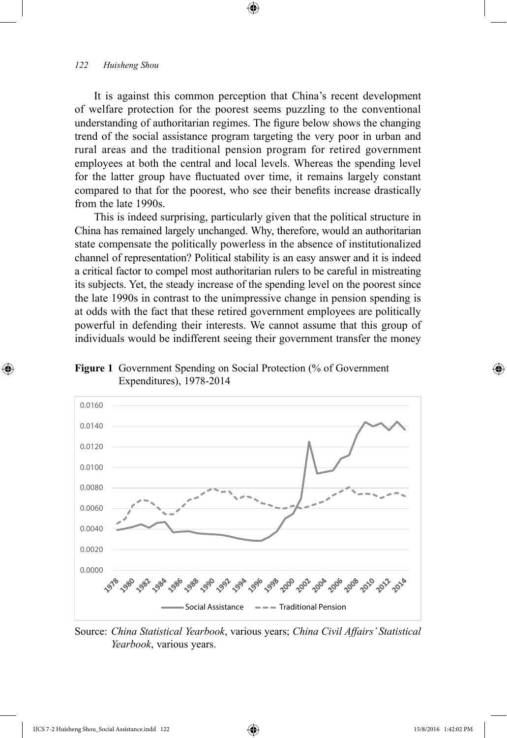It is against this common perception that China's recent development of welfare protection for the poorest seems puzzling to the conventional understanding of authoritarian regimes. The figure below shows the changing trend of the social assistance program targeting the very poor in urban and rural areas and the traditional pension program for retired government employees at both the central and local levels. Whereas the spending level for the latter group have fluctuated over time, it remains largely constant compared to that for the poorest, who see their benefits increase drastically from the late 1990s.

This is indeed surprising, particularly given that the political structure in China has remained largely unchanged. Why, therefore, would an authoritarian state compensate the politically powerless in the absence of institutionalized channel of representation? Political stability is an easy answer and it is indeed a critical factor to compel most authoritarian rulers to be careful in mistreating its subjects. Yet, the steady increase of the spending level on the poorest since the late 1990s in contrast to the unimpressive change in pension spending is at odds with the fact that these retired government employees are politically powerful in defending their interests. We cannot assume that this group of individuals would be indifferent seeing their government transfer the money

**Figure 1** Government Spending on Social Protection (% of Government Expenditures), 1978-2014

Source: *China Statistical Yearbook*, various years; *China Civil Affairs' Statistical Yearbook*, various years.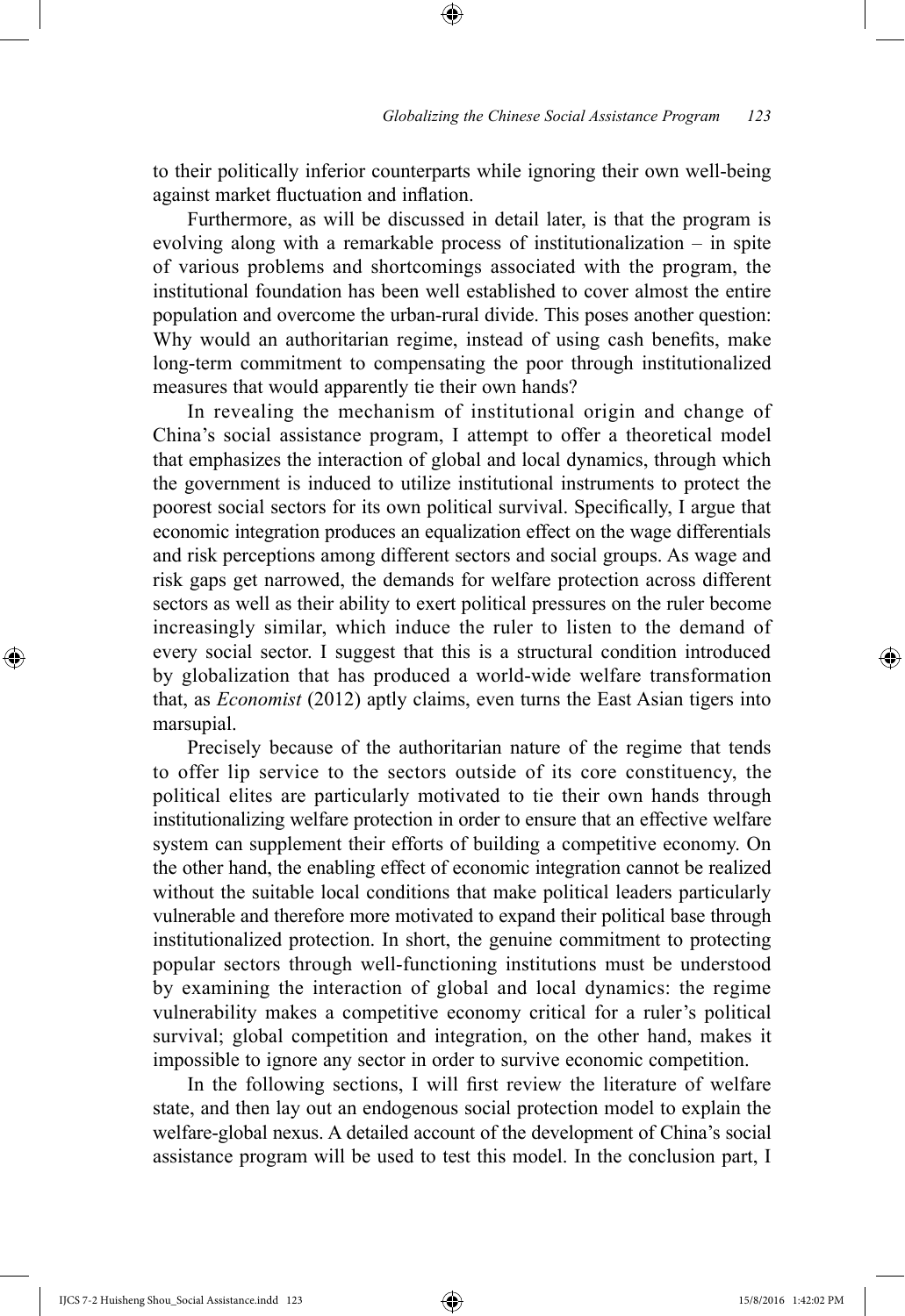to their politically inferior counterparts while ignoring their own well-being against market fluctuation and inflation.

Furthermore, as will be discussed in detail later, is that the program is evolving along with a remarkable process of institutionalization – in spite of various problems and shortcomings associated with the program, the institutional foundation has been well established to cover almost the entire population and overcome the urban-rural divide. This poses another question: Why would an authoritarian regime, instead of using cash benefits, make long-term commitment to compensating the poor through institutionalized measures that would apparently tie their own hands?

In revealing the mechanism of institutional origin and change of China's social assistance program, I attempt to offer a theoretical model that emphasizes the interaction of global and local dynamics, through which the government is induced to utilize institutional instruments to protect the poorest social sectors for its own political survival. Specifically, I argue that economic integration produces an equalization effect on the wage differentials and risk perceptions among different sectors and social groups. As wage and risk gaps get narrowed, the demands for welfare protection across different sectors as well as their ability to exert political pressures on the ruler become increasingly similar, which induce the ruler to listen to the demand of every social sector. I suggest that this is a structural condition introduced by globalization that has produced a world-wide welfare transformation that, as *Economist* (2012) aptly claims, even turns the East Asian tigers into marsupial.

Precisely because of the authoritarian nature of the regime that tends to offer lip service to the sectors outside of its core constituency, the political elites are particularly motivated to tie their own hands through institutionalizing welfare protection in order to ensure that an effective welfare system can supplement their efforts of building a competitive economy. On the other hand, the enabling effect of economic integration cannot be realized without the suitable local conditions that make political leaders particularly vulnerable and therefore more motivated to expand their political base through institutionalized protection. In short, the genuine commitment to protecting popular sectors through well-functioning institutions must be understood by examining the interaction of global and local dynamics: the regime vulnerability makes a competitive economy critical for a ruler's political survival; global competition and integration, on the other hand, makes it impossible to ignore any sector in order to survive economic competition.

In the following sections, I will first review the literature of welfare state, and then lay out an endogenous social protection model to explain the welfare-global nexus. A detailed account of the development of China's social assistance program will be used to test this model. In the conclusion part, I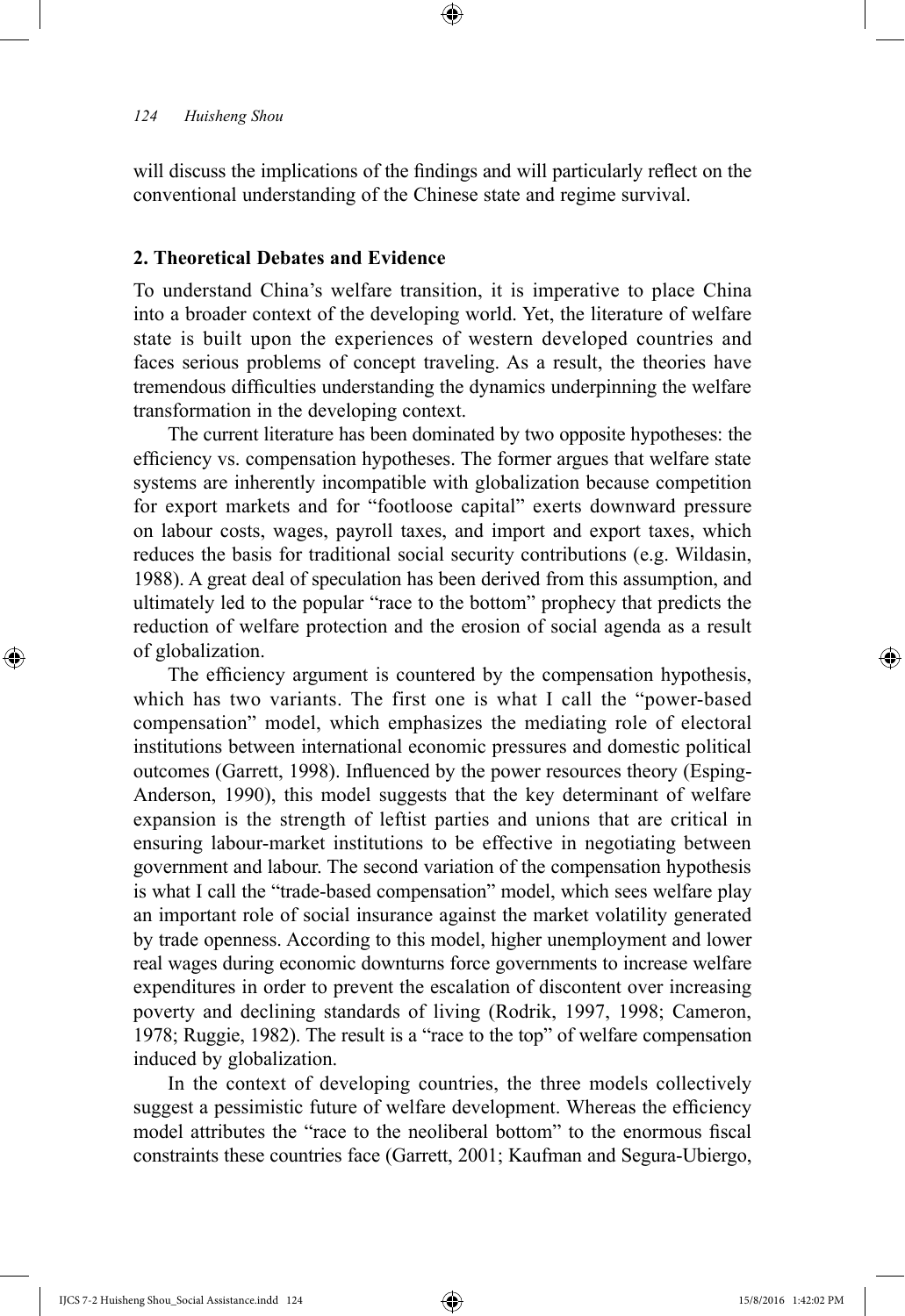will discuss the implications of the findings and will particularly reflect on the conventional understanding of the Chinese state and regime survival.

## 2. Theoretical Debates and Evidence

To understand China's welfare transition, it is imperative to place China into a broader context of the developing world. Yet, the literature of welfare state is built upon the experiences of western developed countries and faces serious problems of concept traveling. As a result, the theories have tremendous difficulties understanding the dynamics underpinning the welfare transformation in the developing context.

The current literature has been dominated by two opposite hypotheses: the efficiency vs. compensation hypotheses. The former argues that welfare state systems are inherently incompatible with globalization because competition for export markets and for "footloose capital" exerts downward pressure on labour costs, wages, payroll taxes, and import and export taxes, which reduces the basis for traditional social security contributions (e.g. Wildasin, 1988). A great deal of speculation has been derived from this assumption, and ultimately led to the popular "race to the bottom" prophecy that predicts the reduction of welfare protection and the erosion of social agenda as a result of globalization.

The efficiency argument is countered by the compensation hypothesis, which has two variants. The first one is what I call the "power-based compensation" model, which emphasizes the mediating role of electoral institutions between international economic pressures and domestic political outcomes (Garrett, 1998). Influenced by the power resources theory (Esping-Anderson, 1990), this model suggests that the key determinant of welfare expansion is the strength of leftist parties and unions that are critical in ensuring labour-market institutions to be effective in negotiating between government and labour. The second variation of the compensation hypothesis is what I call the "trade-based compensation" model, which sees welfare play an important role of social insurance against the market volatility generated by trade openness. According to this model, higher unemployment and lower real wages during economic downturns force governments to increase welfare expenditures in order to prevent the escalation of discontent over increasing poverty and declining standards of living (Rodrik, 1997, 1998; Cameron, 1978; Ruggie, 1982). The result is a "race to the top" of welfare compensation induced by globalization.

In the context of developing countries, the three models collectively suggest a pessimistic future of welfare development. Whereas the efficiency model attributes the "race to the neoliberal bottom" to the enormous fiscal constraints these countries face (Garrett, 2001; Kaufman and Segura-Ubiergo,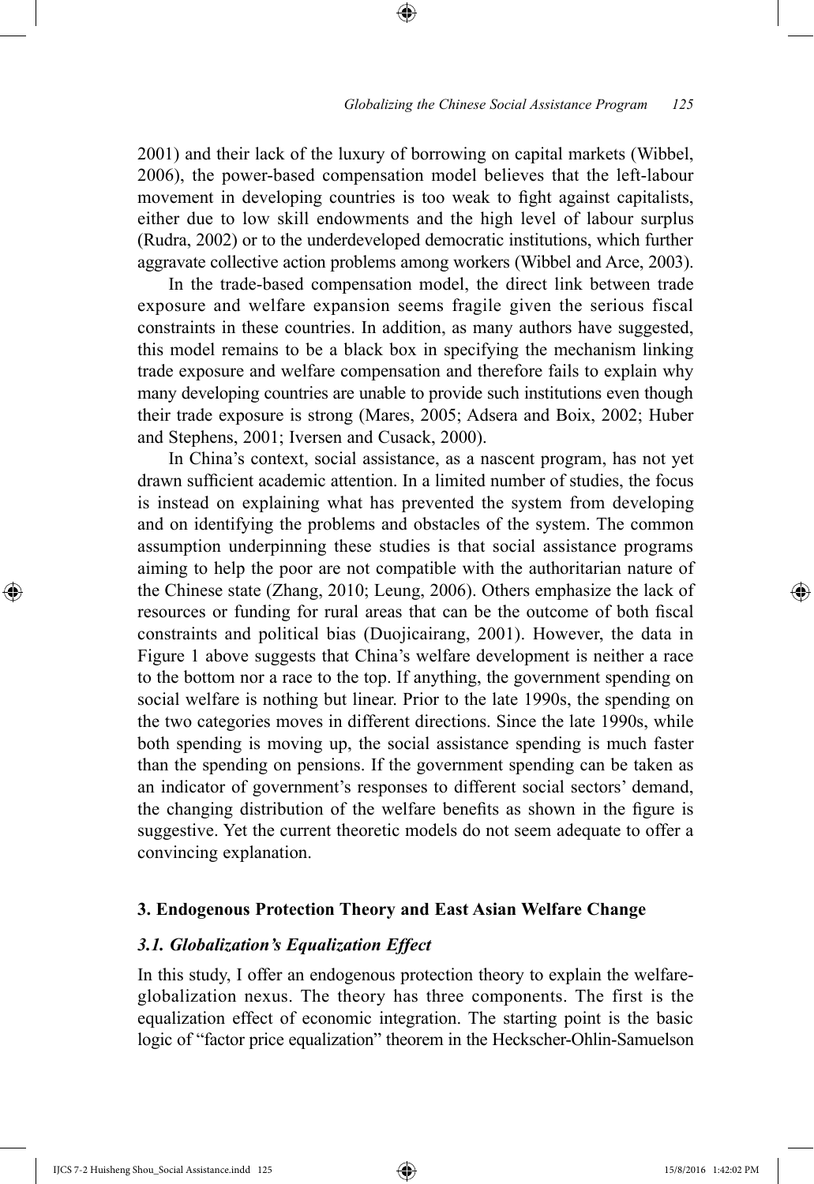2001) and their lack of the luxury of borrowing on capital markets (Wibbel, 2006), the power-based compensation model believes that the left-labour movement in developing countries is too weak to fight against capitalists, either due to low skill endowments and the high level of labour surplus (Rudra, 2002) or to the underdeveloped democratic institutions, which further aggravate collective action problems among workers (Wibbel and Arce, 2003).

In the trade-based compensation model, the direct link between trade exposure and welfare expansion seems fragile given the serious fiscal constraints in these countries. In addition, as many authors have suggested, this model remains to be a black box in specifying the mechanism linking trade exposure and welfare compensation and therefore fails to explain why many developing countries are unable to provide such institutions even though their trade exposure is strong (Mares, 2005; Adsera and Boix, 2002; Huber and Stephens, 2001; Iversen and Cusack, 2000).

In China's context, social assistance, as a nascent program, has not yet drawn sufficient academic attention. In a limited number of studies, the focus is instead on explaining what has prevented the system from developing and on identifying the problems and obstacles of the system. The common assumption underpinning these studies is that social assistance programs aiming to help the poor are not compatible with the authoritarian nature of the Chinese state (Zhang, 2010; Leung, 2006). Others emphasize the lack of resources or funding for rural areas that can be the outcome of both fiscal constraints and political bias (Duojicairang, 2001). However, the data in Figure 1 above suggests that China's welfare development is neither a race to the bottom nor a race to the top. If anything, the government spending on social welfare is nothing but linear. Prior to the late 1990s, the spending on the two categories moves in different directions. Since the late 1990s, while both spending is moving up, the social assistance spending is much faster than the spending on pensions. If the government spending can be taken as an indicator of government's responses to different social sectors' demand, the changing distribution of the welfare benefits as shown in the figure is suggestive. Yet the current theoretic models do not seem adequate to offer a convincing explanation.

## 3. Endogenous Protection Theory and East Asian Welfare Change

### *3.1. Globalization's Equalization Effect*

In this study, I offer an endogenous protection theory to explain the welfare-globalization nexus. The theory has three components. The first is the equalization effect of economic integration. The starting point is the basic logic of "factor price equalization" theorem in the Heckscher-Ohlin-Samuelson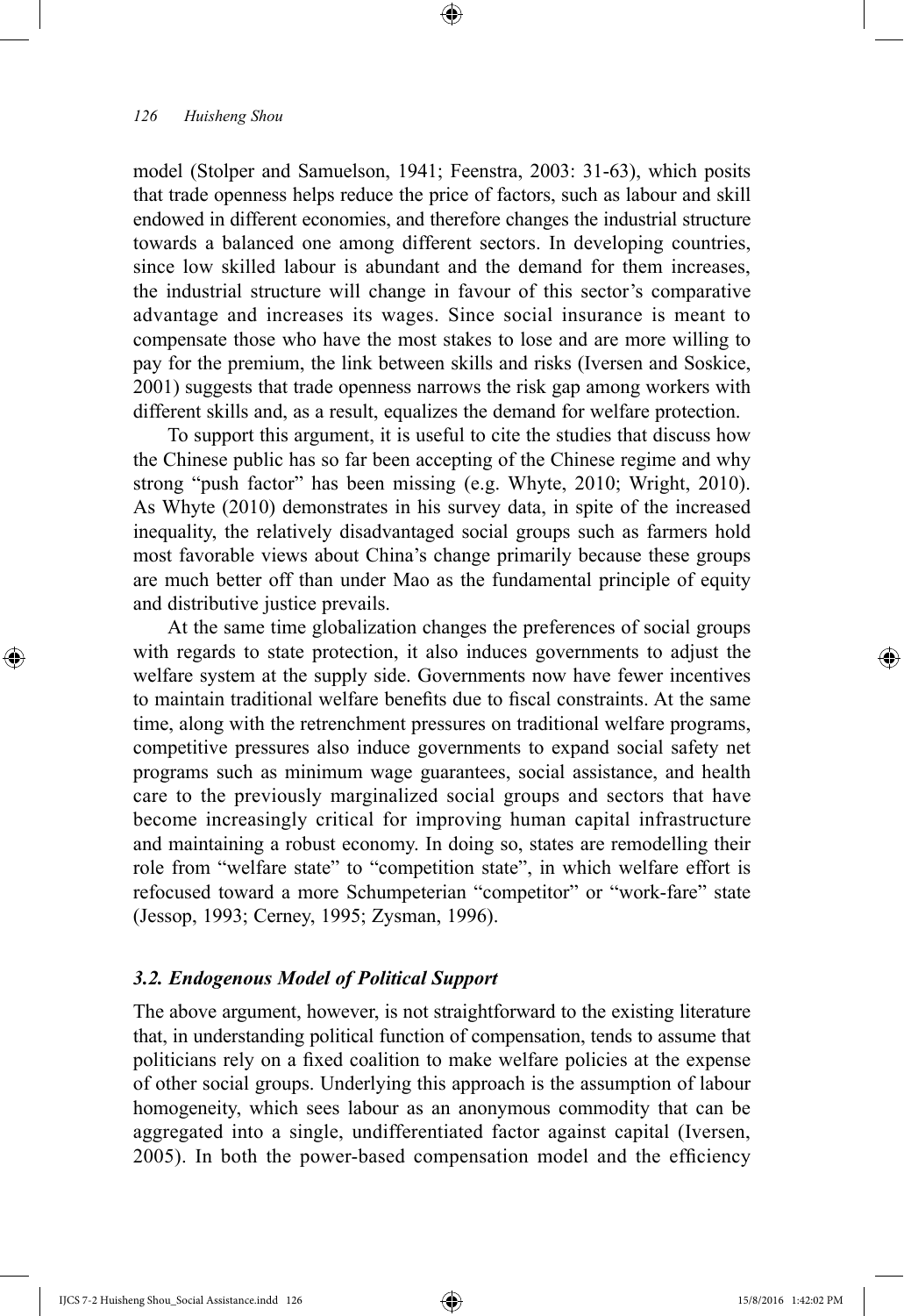model (Stolper and Samuelson, 1941; Feenstra, 2003: 31-63), which posits that trade openness helps reduce the price of factors, such as labour and skill endowed in different economies, and therefore changes the industrial structure towards a balanced one among different sectors. In developing countries, since low skilled labour is abundant and the demand for them increases, the industrial structure will change in favour of this sector's comparative advantage and increases its wages. Since social insurance is meant to compensate those who have the most stakes to lose and are more willing to pay for the premium, the link between skills and risks (Iversen and Soskice, 2001) suggests that trade openness narrows the risk gap among workers with different skills and, as a result, equalizes the demand for welfare protection.

To support this argument, it is useful to cite the studies that discuss how the Chinese public has so far been accepting of the Chinese regime and why strong "push factor" has been missing (e.g. Whyte, 2010; Wright, 2010). As Whyte (2010) demonstrates in his survey data, in spite of the increased inequality, the relatively disadvantaged social groups such as farmers hold most favorable views about China's change primarily because these groups are much better off than under Mao as the fundamental principle of equity and distributive justice prevails.

At the same time globalization changes the preferences of social groups with regards to state protection, it also induces governments to adjust the welfare system at the supply side. Governments now have fewer incentives to maintain traditional welfare benefits due to fiscal constraints. At the same time, along with the retrenchment pressures on traditional welfare programs, competitive pressures also induce governments to expand social safety net programs such as minimum wage guarantees, social assistance, and health care to the previously marginalized social groups and sectors that have become increasingly critical for improving human capital infrastructure and maintaining a robust economy. In doing so, states are remodelling their role from "welfare state" to "competition state", in which welfare effort is refocused toward a more Schumpeterian "competitor" or "work-fare" state (Jessop, 1993; Cerney, 1995; Zysman, 1996).

### *3.2. Endogenous Model of Political Support*

The above argument, however, is not straightforward to the existing literature that, in understanding political function of compensation, tends to assume that politicians rely on a fixed coalition to make welfare policies at the expense of other social groups. Underlying this approach is the assumption of labour homogeneity, which sees labour as an anonymous commodity that can be aggregated into a single, undifferentiated factor against capital (Iversen, 2005). In both the power-based compensation model and the efficiency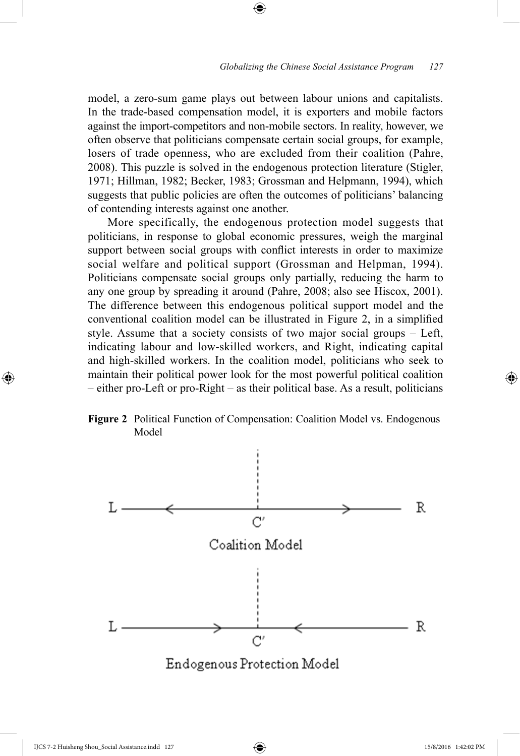model, a zero-sum game plays out between labour unions and capitalists. In the trade-based compensation model, it is exporters and mobile factors against the import-competitors and non-mobile sectors. In reality, however, we often observe that politicians compensate certain social groups, for example, losers of trade openness, who are excluded from their coalition (Pahre, 2008). This puzzle is solved in the endogenous protection literature (Stigler, 1971; Hillman, 1982; Becker, 1983; Grossman and Helpmann, 1994), which suggests that public policies are often the outcomes of politicians' balancing of contending interests against one another.

More specifically, the endogenous protection model suggests that politicians, in response to global economic pressures, weigh the marginal support between social groups with conflict interests in order to maximize social welfare and political support (Grossman and Helpman, 1994). Politicians compensate social groups only partially, reducing the harm to any one group by spreading it around (Pahre, 2008; also see Hiscox, 2001). The difference between this endogenous political support model and the conventional coalition model can be illustrated in Figure 2, in a simplified style. Assume that a society consists of two major social groups – Left, indicating labour and low-skilled workers, and Right, indicating capital and high-skilled workers. In the coalition model, politicians who seek to maintain their political power look for the most powerful political coalition – either pro-Left or pro-Right – as their political base. As a result, politicians

**Figure 2** Political Function of Compensation: Coalition Model vs. Endogenous Model

```
L ——<——————————|——————————>—— R
               C'
         Coalition Model

L ——————>——————|——————<—————— R
               C'
   Endogenous Protection Model
```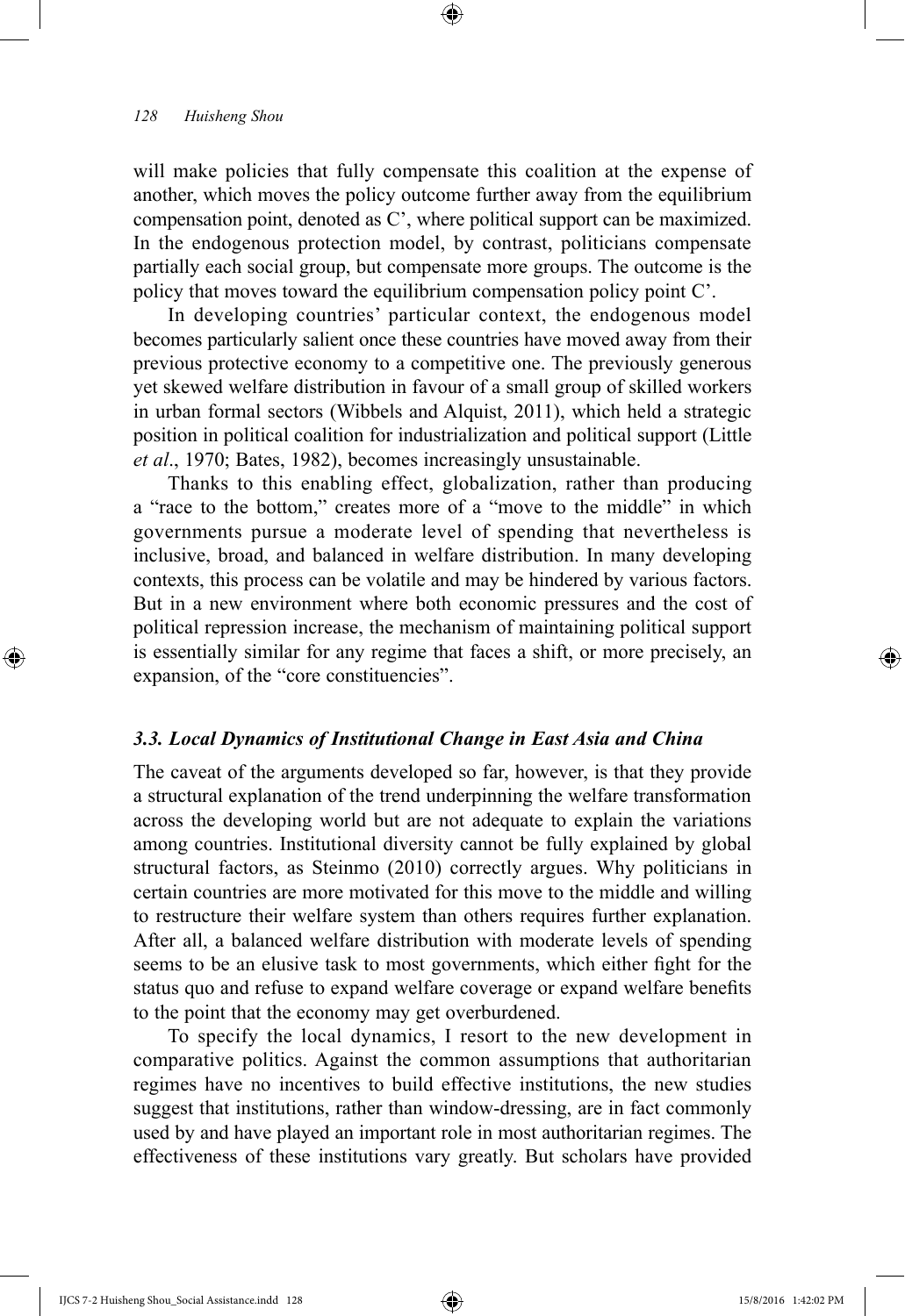will make policies that fully compensate this coalition at the expense of another, which moves the policy outcome further away from the equilibrium compensation point, denoted as C', where political support can be maximized. In the endogenous protection model, by contrast, politicians compensate partially each social group, but compensate more groups. The outcome is the policy that moves toward the equilibrium compensation policy point C'.

In developing countries' particular context, the endogenous model becomes particularly salient once these countries have moved away from their previous protective economy to a competitive one. The previously generous yet skewed welfare distribution in favour of a small group of skilled workers in urban formal sectors (Wibbels and Alquist, 2011), which held a strategic position in political coalition for industrialization and political support (Little *et al*., 1970; Bates, 1982), becomes increasingly unsustainable.

Thanks to this enabling effect, globalization, rather than producing a "race to the bottom," creates more of a "move to the middle" in which governments pursue a moderate level of spending that nevertheless is inclusive, broad, and balanced in welfare distribution. In many developing contexts, this process can be volatile and may be hindered by various factors. But in a new environment where both economic pressures and the cost of political repression increase, the mechanism of maintaining political support is essentially similar for any regime that faces a shift, or more precisely, an expansion, of the "core constituencies".

### *3.3. Local Dynamics of Institutional Change in East Asia and China*

The caveat of the arguments developed so far, however, is that they provide a structural explanation of the trend underpinning the welfare transformation across the developing world but are not adequate to explain the variations among countries. Institutional diversity cannot be fully explained by global structural factors, as Steinmo (2010) correctly argues. Why politicians in certain countries are more motivated for this move to the middle and willing to restructure their welfare system than others requires further explanation. After all, a balanced welfare distribution with moderate levels of spending seems to be an elusive task to most governments, which either fight for the status quo and refuse to expand welfare coverage or expand welfare benefits to the point that the economy may get overburdened.

To specify the local dynamics, I resort to the new development in comparative politics. Against the common assumptions that authoritarian regimes have no incentives to build effective institutions, the new studies suggest that institutions, rather than window-dressing, are in fact commonly used by and have played an important role in most authoritarian regimes. The effectiveness of these institutions vary greatly. But scholars have provided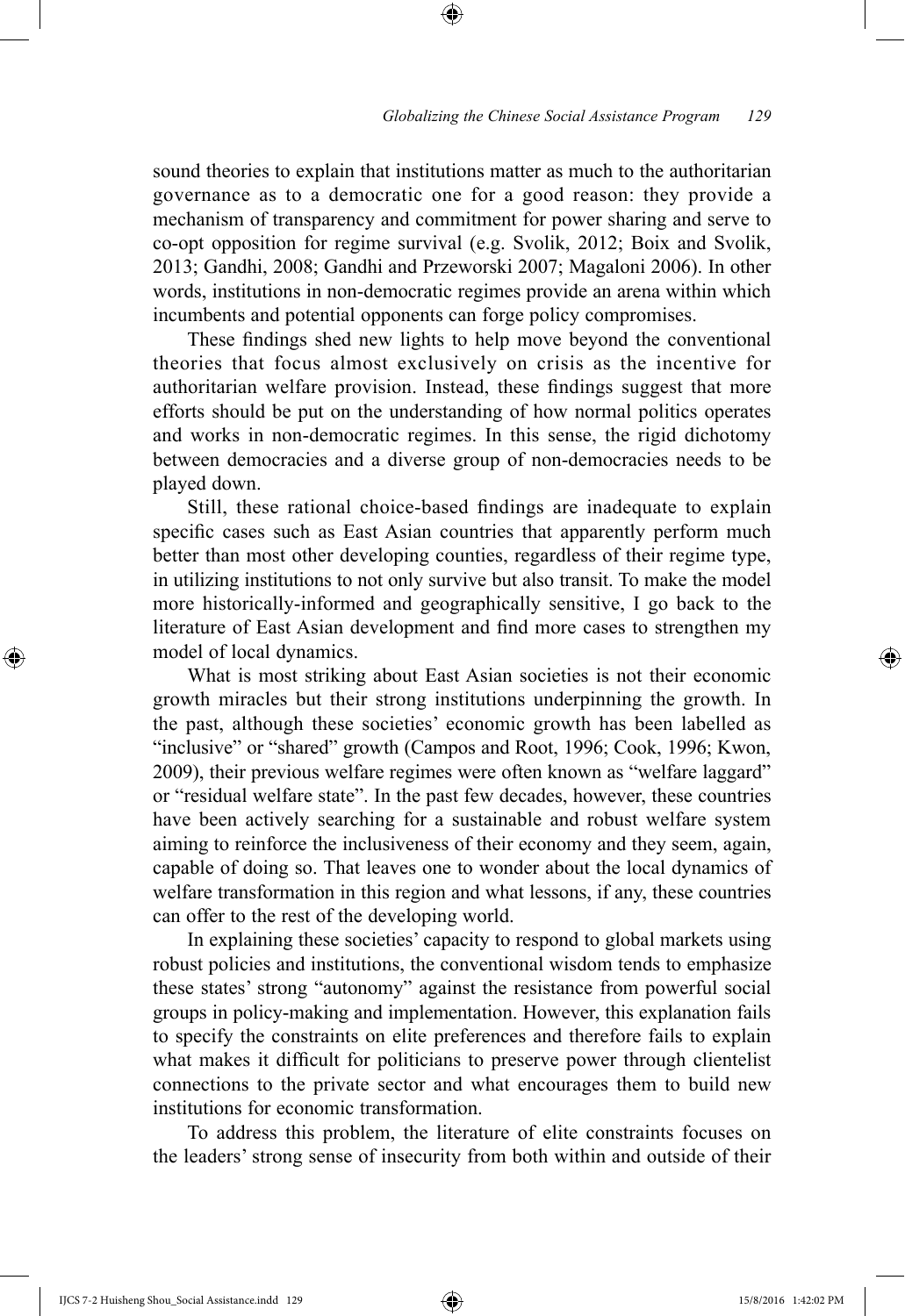sound theories to explain that institutions matter as much to the authoritarian governance as to a democratic one for a good reason: they provide a mechanism of transparency and commitment for power sharing and serve to co-opt opposition for regime survival (e.g. Svolik, 2012; Boix and Svolik, 2013; Gandhi, 2008; Gandhi and Przeworski 2007; Magaloni 2006). In other words, institutions in non-democratic regimes provide an arena within which incumbents and potential opponents can forge policy compromises.

These findings shed new lights to help move beyond the conventional theories that focus almost exclusively on crisis as the incentive for authoritarian welfare provision. Instead, these findings suggest that more efforts should be put on the understanding of how normal politics operates and works in non-democratic regimes. In this sense, the rigid dichotomy between democracies and a diverse group of non-democracies needs to be played down.

Still, these rational choice-based findings are inadequate to explain specific cases such as East Asian countries that apparently perform much better than most other developing counties, regardless of their regime type, in utilizing institutions to not only survive but also transit. To make the model more historically-informed and geographically sensitive, I go back to the literature of East Asian development and find more cases to strengthen my model of local dynamics.

What is most striking about East Asian societies is not their economic growth miracles but their strong institutions underpinning the growth. In the past, although these societies' economic growth has been labelled as "inclusive" or "shared" growth (Campos and Root, 1996; Cook, 1996; Kwon, 2009), their previous welfare regimes were often known as "welfare laggard" or "residual welfare state". In the past few decades, however, these countries have been actively searching for a sustainable and robust welfare system aiming to reinforce the inclusiveness of their economy and they seem, again, capable of doing so. That leaves one to wonder about the local dynamics of welfare transformation in this region and what lessons, if any, these countries can offer to the rest of the developing world.

In explaining these societies' capacity to respond to global markets using robust policies and institutions, the conventional wisdom tends to emphasize these states' strong "autonomy" against the resistance from powerful social groups in policy-making and implementation. However, this explanation fails to specify the constraints on elite preferences and therefore fails to explain what makes it difficult for politicians to preserve power through clientelist connections to the private sector and what encourages them to build new institutions for economic transformation.

To address this problem, the literature of elite constraints focuses on the leaders' strong sense of insecurity from both within and outside of their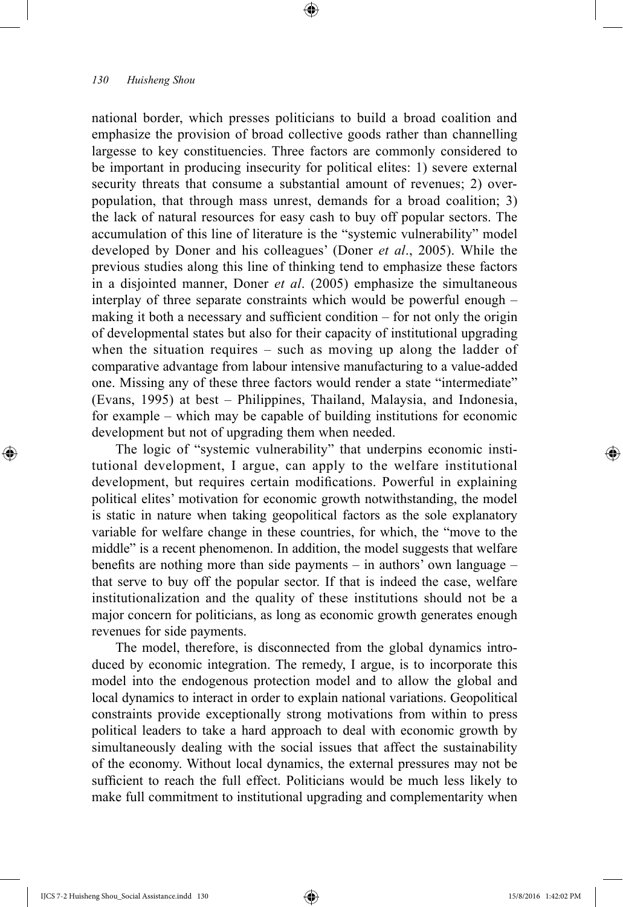national border, which presses politicians to build a broad coalition and emphasize the provision of broad collective goods rather than channelling largesse to key constituencies. Three factors are commonly considered to be important in producing insecurity for political elites: 1) severe external security threats that consume a substantial amount of revenues; 2) overpopulation, that through mass unrest, demands for a broad coalition; 3) the lack of natural resources for easy cash to buy off popular sectors. The accumulation of this line of literature is the "systemic vulnerability" model developed by Doner and his colleagues' (Doner *et al*., 2005). While the previous studies along this line of thinking tend to emphasize these factors in a disjointed manner, Doner *et al*. (2005) emphasize the simultaneous interplay of three separate constraints which would be powerful enough – making it both a necessary and sufficient condition – for not only the origin of developmental states but also for their capacity of institutional upgrading when the situation requires – such as moving up along the ladder of comparative advantage from labour intensive manufacturing to a value-added one. Missing any of these three factors would render a state "intermediate" (Evans, 1995) at best – Philippines, Thailand, Malaysia, and Indonesia, for example – which may be capable of building institutions for economic development but not of upgrading them when needed.

The logic of "systemic vulnerability" that underpins economic institutional development, I argue, can apply to the welfare institutional development, but requires certain modifications. Powerful in explaining political elites' motivation for economic growth notwithstanding, the model is static in nature when taking geopolitical factors as the sole explanatory variable for welfare change in these countries, for which, the "move to the middle" is a recent phenomenon. In addition, the model suggests that welfare benefits are nothing more than side payments – in authors' own language – that serve to buy off the popular sector. If that is indeed the case, welfare institutionalization and the quality of these institutions should not be a major concern for politicians, as long as economic growth generates enough revenues for side payments.

The model, therefore, is disconnected from the global dynamics introduced by economic integration. The remedy, I argue, is to incorporate this model into the endogenous protection model and to allow the global and local dynamics to interact in order to explain national variations. Geopolitical constraints provide exceptionally strong motivations from within to press political leaders to take a hard approach to deal with economic growth by simultaneously dealing with the social issues that affect the sustainability of the economy. Without local dynamics, the external pressures may not be sufficient to reach the full effect. Politicians would be much less likely to make full commitment to institutional upgrading and complementarity when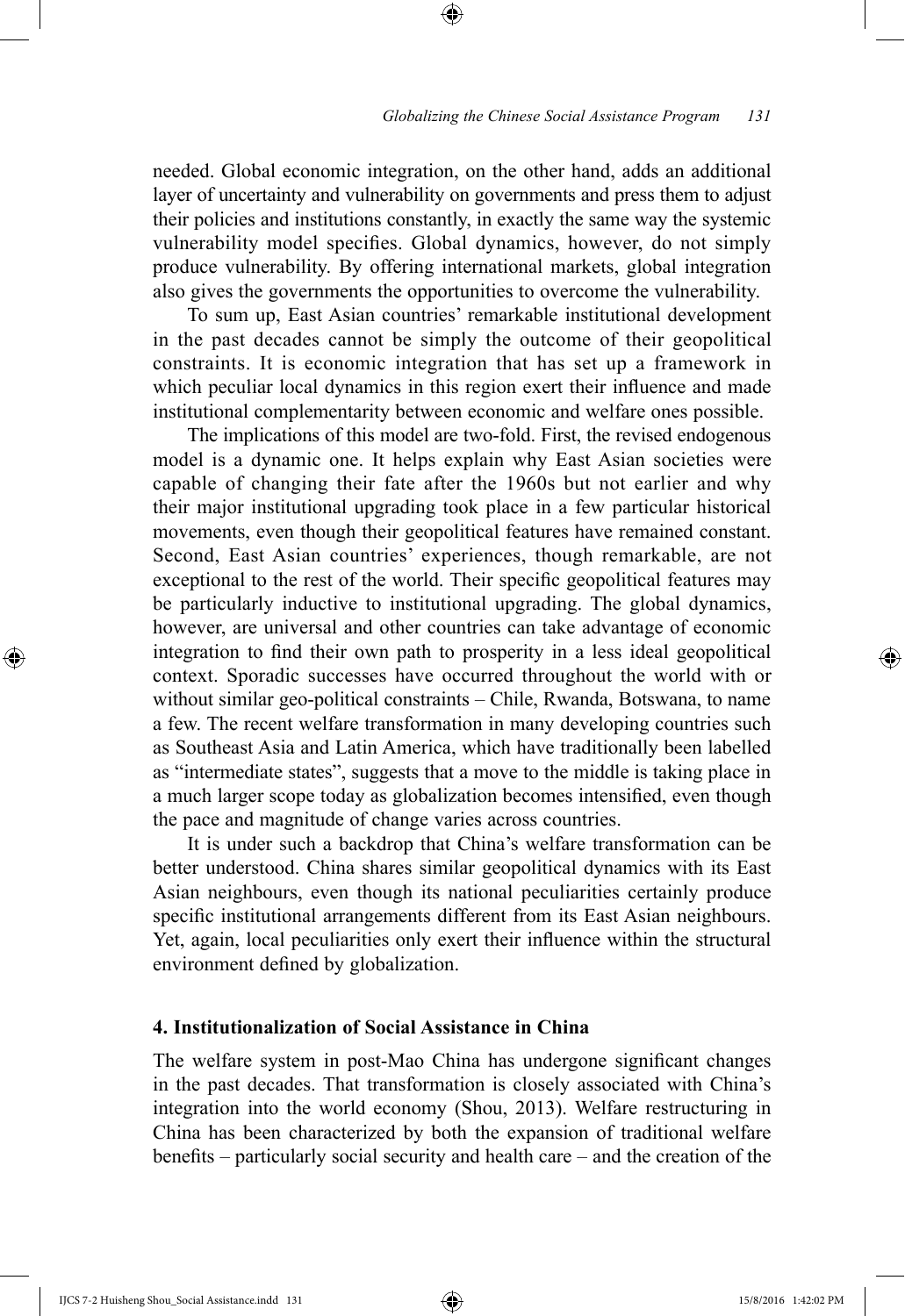needed. Global economic integration, on the other hand, adds an additional layer of uncertainty and vulnerability on governments and press them to adjust their policies and institutions constantly, in exactly the same way the systemic vulnerability model specifies. Global dynamics, however, do not simply produce vulnerability. By offering international markets, global integration also gives the governments the opportunities to overcome the vulnerability.

To sum up, East Asian countries' remarkable institutional development in the past decades cannot be simply the outcome of their geopolitical constraints. It is economic integration that has set up a framework in which peculiar local dynamics in this region exert their influence and made institutional complementarity between economic and welfare ones possible.

The implications of this model are two-fold. First, the revised endogenous model is a dynamic one. It helps explain why East Asian societies were capable of changing their fate after the 1960s but not earlier and why their major institutional upgrading took place in a few particular historical movements, even though their geopolitical features have remained constant. Second, East Asian countries' experiences, though remarkable, are not exceptional to the rest of the world. Their specific geopolitical features may be particularly inductive to institutional upgrading. The global dynamics, however, are universal and other countries can take advantage of economic integration to find their own path to prosperity in a less ideal geopolitical context. Sporadic successes have occurred throughout the world with or without similar geo-political constraints – Chile, Rwanda, Botswana, to name a few. The recent welfare transformation in many developing countries such as Southeast Asia and Latin America, which have traditionally been labelled as "intermediate states", suggests that a move to the middle is taking place in a much larger scope today as globalization becomes intensified, even though the pace and magnitude of change varies across countries.

It is under such a backdrop that China's welfare transformation can be better understood. China shares similar geopolitical dynamics with its East Asian neighbours, even though its national peculiarities certainly produce specific institutional arrangements different from its East Asian neighbours. Yet, again, local peculiarities only exert their influence within the structural environment defined by globalization.

## 4. Institutionalization of Social Assistance in China

The welfare system in post-Mao China has undergone significant changes in the past decades. That transformation is closely associated with China's integration into the world economy (Shou, 2013). Welfare restructuring in China has been characterized by both the expansion of traditional welfare benefits – particularly social security and health care – and the creation of the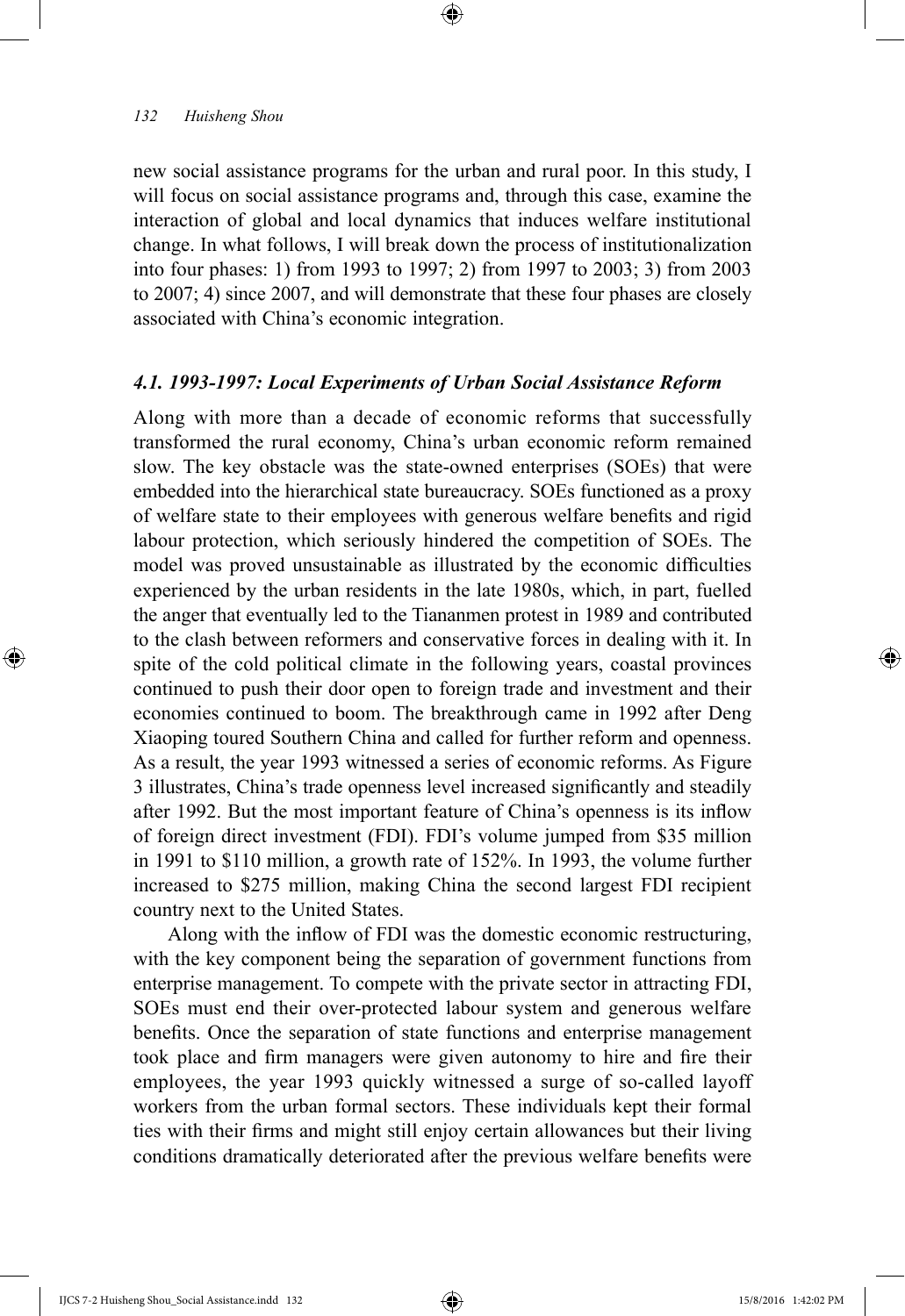new social assistance programs for the urban and rural poor. In this study, I will focus on social assistance programs and, through this case, examine the interaction of global and local dynamics that induces welfare institutional change. In what follows, I will break down the process of institutionalization into four phases: 1) from 1993 to 1997; 2) from 1997 to 2003; 3) from 2003 to 2007; 4) since 2007, and will demonstrate that these four phases are closely associated with China's economic integration.

### *4.1. 1993-1997: Local Experiments of Urban Social Assistance Reform*

Along with more than a decade of economic reforms that successfully transformed the rural economy, China's urban economic reform remained slow. The key obstacle was the state-owned enterprises (SOEs) that were embedded into the hierarchical state bureaucracy. SOEs functioned as a proxy of welfare state to their employees with generous welfare benefits and rigid labour protection, which seriously hindered the competition of SOEs. The model was proved unsustainable as illustrated by the economic difficulties experienced by the urban residents in the late 1980s, which, in part, fuelled the anger that eventually led to the Tiananmen protest in 1989 and contributed to the clash between reformers and conservative forces in dealing with it. In spite of the cold political climate in the following years, coastal provinces continued to push their door open to foreign trade and investment and their economies continued to boom. The breakthrough came in 1992 after Deng Xiaoping toured Southern China and called for further reform and openness. As a result, the year 1993 witnessed a series of economic reforms. As Figure 3 illustrates, China's trade openness level increased significantly and steadily after 1992. But the most important feature of China's openness is its inflow of foreign direct investment (FDI). FDI's volume jumped from \$35 million in 1991 to \$110 million, a growth rate of 152%. In 1993, the volume further increased to \$275 million, making China the second largest FDI recipient country next to the United States.

Along with the inflow of FDI was the domestic economic restructuring, with the key component being the separation of government functions from enterprise management. To compete with the private sector in attracting FDI, SOEs must end their over-protected labour system and generous welfare benefits. Once the separation of state functions and enterprise management took place and firm managers were given autonomy to hire and fire their employees, the year 1993 quickly witnessed a surge of so-called layoff workers from the urban formal sectors. These individuals kept their formal ties with their firms and might still enjoy certain allowances but their living conditions dramatically deteriorated after the previous welfare benefits were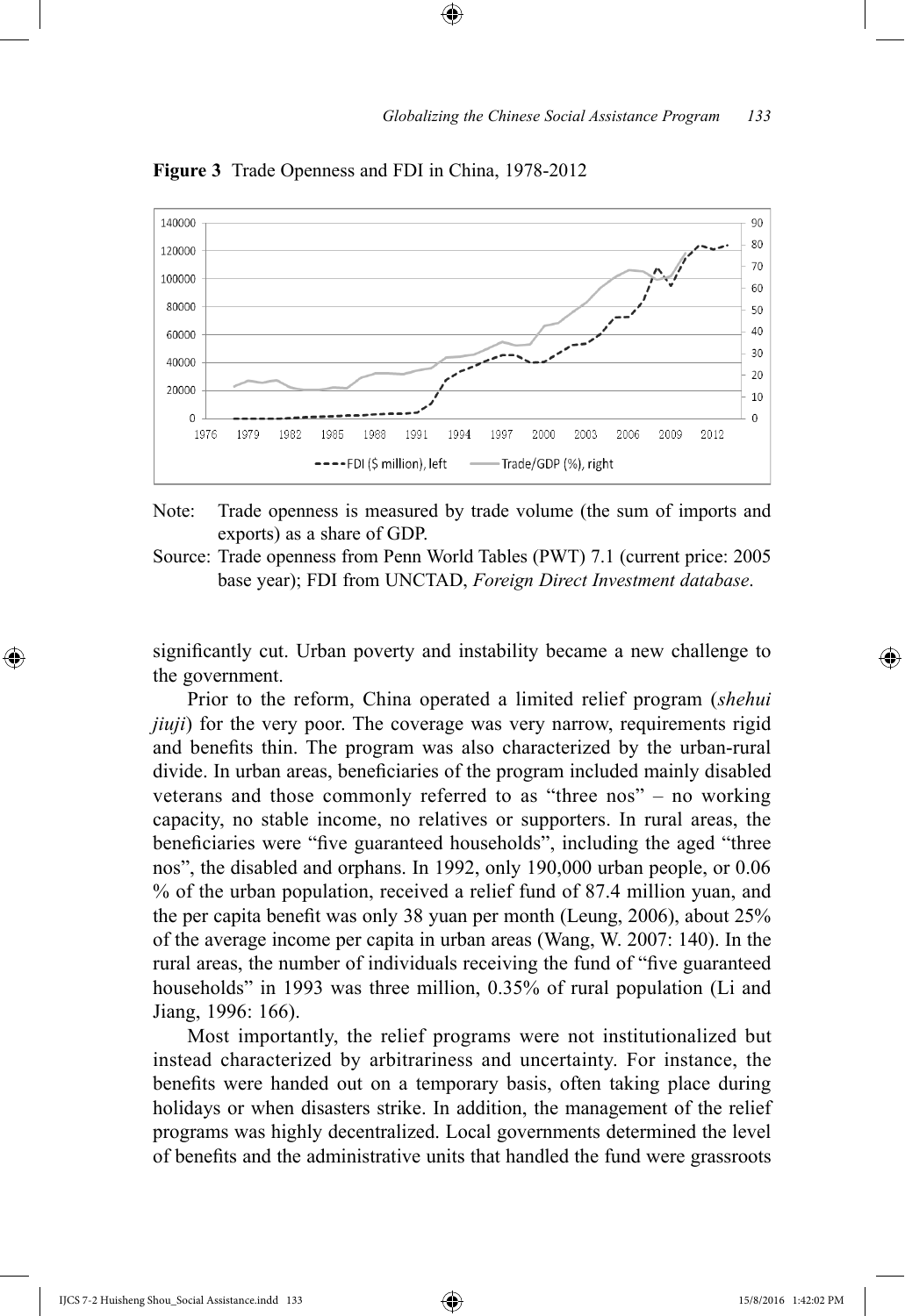**Figure 3** Trade Openness and FDI in China, 1978-2012

Note: Trade openness is measured by trade volume (the sum of imports and exports) as a share of GDP.

Source: Trade openness from Penn World Tables (PWT) 7.1 (current price: 2005 base year); FDI from UNCTAD, *Foreign Direct Investment database*.

significantly cut. Urban poverty and instability became a new challenge to the government.

Prior to the reform, China operated a limited relief program (*shehui jiuji*) for the very poor. The coverage was very narrow, requirements rigid and benefits thin. The program was also characterized by the urban-rural divide. In urban areas, beneficiaries of the program included mainly disabled veterans and those commonly referred to as "three nos" – no working capacity, no stable income, no relatives or supporters. In rural areas, the beneficiaries were "five guaranteed households", including the aged "three nos", the disabled and orphans. In 1992, only 190,000 urban people, or 0.06 % of the urban population, received a relief fund of 87.4 million yuan, and the per capita benefit was only 38 yuan per month (Leung, 2006), about 25% of the average income per capita in urban areas (Wang, W. 2007: 140). In the rural areas, the number of individuals receiving the fund of "five guaranteed households" in 1993 was three million, 0.35% of rural population (Li and Jiang, 1996: 166).

Most importantly, the relief programs were not institutionalized but instead characterized by arbitrariness and uncertainty. For instance, the benefits were handed out on a temporary basis, often taking place during holidays or when disasters strike. In addition, the management of the relief programs was highly decentralized. Local governments determined the level of benefits and the administrative units that handled the fund were grassroots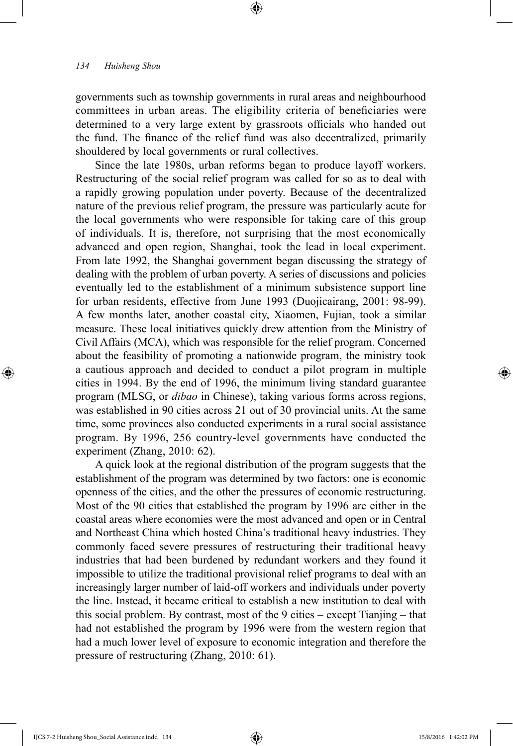governments such as township governments in rural areas and neighbourhood committees in urban areas. The eligibility criteria of beneficiaries were determined to a very large extent by grassroots officials who handed out the fund. The finance of the relief fund was also decentralized, primarily shouldered by local governments or rural collectives.

Since the late 1980s, urban reforms began to produce layoff workers. Restructuring of the social relief program was called for so as to deal with a rapidly growing population under poverty. Because of the decentralized nature of the previous relief program, the pressure was particularly acute for the local governments who were responsible for taking care of this group of individuals. It is, therefore, not surprising that the most economically advanced and open region, Shanghai, took the lead in local experiment. From late 1992, the Shanghai government began discussing the strategy of dealing with the problem of urban poverty. A series of discussions and policies eventually led to the establishment of a minimum subsistence support line for urban residents, effective from June 1993 (Duojicairang, 2001: 98-99). A few months later, another coastal city, Xiaomen, Fujian, took a similar measure. These local initiatives quickly drew attention from the Ministry of Civil Affairs (MCA), which was responsible for the relief program. Concerned about the feasibility of promoting a nationwide program, the ministry took a cautious approach and decided to conduct a pilot program in multiple cities in 1994. By the end of 1996, the minimum living standard guarantee program (MLSG, or *dibao* in Chinese), taking various forms across regions, was established in 90 cities across 21 out of 30 provincial units. At the same time, some provinces also conducted experiments in a rural social assistance program. By 1996, 256 country-level governments have conducted the experiment (Zhang, 2010: 62).

A quick look at the regional distribution of the program suggests that the establishment of the program was determined by two factors: one is economic openness of the cities, and the other the pressures of economic restructuring. Most of the 90 cities that established the program by 1996 are either in the coastal areas where economies were the most advanced and open or in Central and Northeast China which hosted China's traditional heavy industries. They commonly faced severe pressures of restructuring their traditional heavy industries that had been burdened by redundant workers and they found it impossible to utilize the traditional provisional relief programs to deal with an increasingly larger number of laid-off workers and individuals under poverty the line. Instead, it became critical to establish a new institution to deal with this social problem. By contrast, most of the 9 cities – except Tianjing – that had not established the program by 1996 were from the western region that had a much lower level of exposure to economic integration and therefore the pressure of restructuring (Zhang, 2010: 61).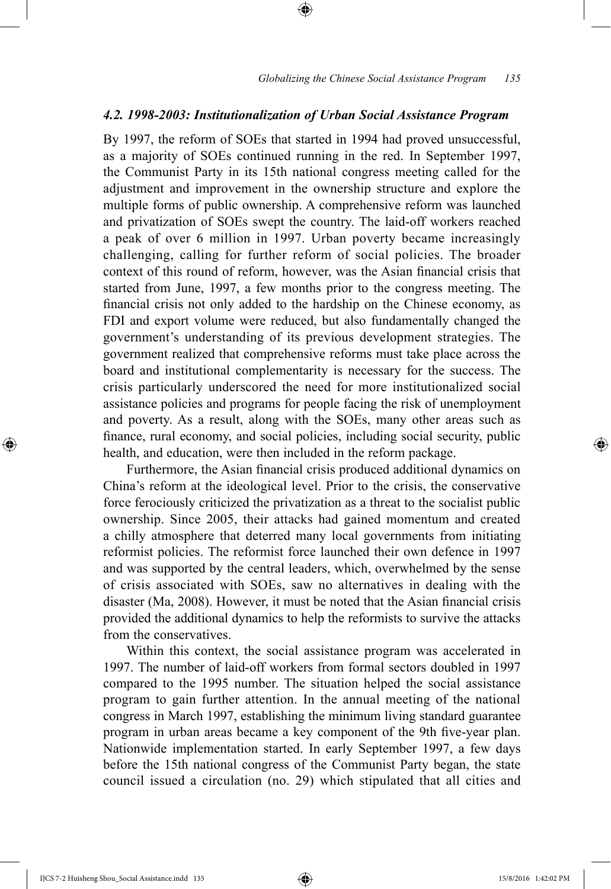### *4.2. 1998-2003: Institutionalization of Urban Social Assistance Program*

By 1997, the reform of SOEs that started in 1994 had proved unsuccessful, as a majority of SOEs continued running in the red. In September 1997, the Communist Party in its 15th national congress meeting called for the adjustment and improvement in the ownership structure and explore the multiple forms of public ownership. A comprehensive reform was launched and privatization of SOEs swept the country. The laid-off workers reached a peak of over 6 million in 1997. Urban poverty became increasingly challenging, calling for further reform of social policies. The broader context of this round of reform, however, was the Asian financial crisis that started from June, 1997, a few months prior to the congress meeting. The financial crisis not only added to the hardship on the Chinese economy, as FDI and export volume were reduced, but also fundamentally changed the government's understanding of its previous development strategies. The government realized that comprehensive reforms must take place across the board and institutional complementarity is necessary for the success. The crisis particularly underscored the need for more institutionalized social assistance policies and programs for people facing the risk of unemployment and poverty. As a result, along with the SOEs, many other areas such as finance, rural economy, and social policies, including social security, public health, and education, were then included in the reform package.

Furthermore, the Asian financial crisis produced additional dynamics on China's reform at the ideological level. Prior to the crisis, the conservative force ferociously criticized the privatization as a threat to the socialist public ownership. Since 2005, their attacks had gained momentum and created a chilly atmosphere that deterred many local governments from initiating reformist policies. The reformist force launched their own defence in 1997 and was supported by the central leaders, which, overwhelmed by the sense of crisis associated with SOEs, saw no alternatives in dealing with the disaster (Ma, 2008). However, it must be noted that the Asian financial crisis provided the additional dynamics to help the reformists to survive the attacks from the conservatives.

Within this context, the social assistance program was accelerated in 1997. The number of laid-off workers from formal sectors doubled in 1997 compared to the 1995 number. The situation helped the social assistance program to gain further attention. In the annual meeting of the national congress in March 1997, establishing the minimum living standard guarantee program in urban areas became a key component of the 9th five-year plan. Nationwide implementation started. In early September 1997, a few days before the 15th national congress of the Communist Party began, the state council issued a circulation (no. 29) which stipulated that all cities and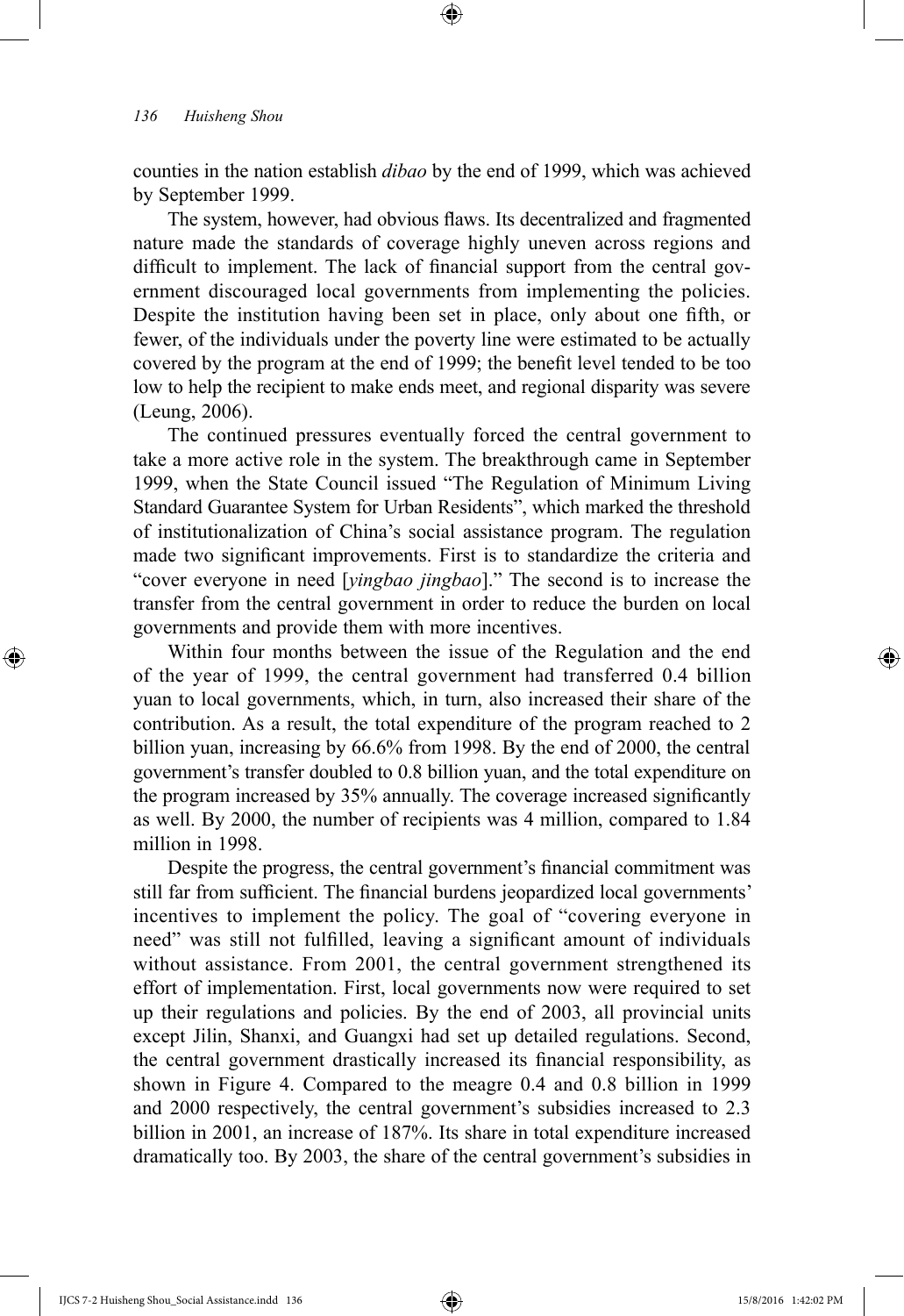counties in the nation establish *dibao* by the end of 1999, which was achieved by September 1999.

The system, however, had obvious flaws. Its decentralized and fragmented nature made the standards of coverage highly uneven across regions and difficult to implement. The lack of financial support from the central government discouraged local governments from implementing the policies. Despite the institution having been set in place, only about one fifth, or fewer, of the individuals under the poverty line were estimated to be actually covered by the program at the end of 1999; the benefit level tended to be too low to help the recipient to make ends meet, and regional disparity was severe (Leung, 2006).

The continued pressures eventually forced the central government to take a more active role in the system. The breakthrough came in September 1999, when the State Council issued "The Regulation of Minimum Living Standard Guarantee System for Urban Residents", which marked the threshold of institutionalization of China's social assistance program. The regulation made two significant improvements. First is to standardize the criteria and "cover everyone in need [*yingbao jingbao*]." The second is to increase the transfer from the central government in order to reduce the burden on local governments and provide them with more incentives.

Within four months between the issue of the Regulation and the end of the year of 1999, the central government had transferred 0.4 billion yuan to local governments, which, in turn, also increased their share of the contribution. As a result, the total expenditure of the program reached to 2 billion yuan, increasing by 66.6% from 1998. By the end of 2000, the central government's transfer doubled to 0.8 billion yuan, and the total expenditure on the program increased by 35% annually. The coverage increased significantly as well. By 2000, the number of recipients was 4 million, compared to 1.84 million in 1998.

Despite the progress, the central government's financial commitment was still far from sufficient. The financial burdens jeopardized local governments' incentives to implement the policy. The goal of "covering everyone in need" was still not fulfilled, leaving a significant amount of individuals without assistance. From 2001, the central government strengthened its effort of implementation. First, local governments now were required to set up their regulations and policies. By the end of 2003, all provincial units except Jilin, Shanxi, and Guangxi had set up detailed regulations. Second, the central government drastically increased its financial responsibility, as shown in Figure 4. Compared to the meagre 0.4 and 0.8 billion in 1999 and 2000 respectively, the central government's subsidies increased to 2.3 billion in 2001, an increase of 187%. Its share in total expenditure increased dramatically too. By 2003, the share of the central government's subsidies in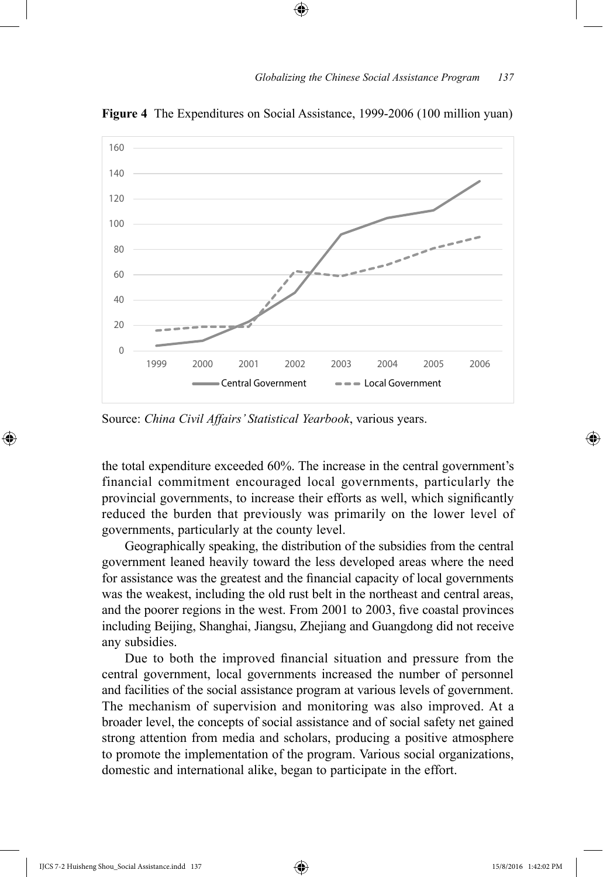**Figure 4** The Expenditures on Social Assistance, 1999-2006 (100 million yuan)

Source: *China Civil Affairs' Statistical Yearbook*, various years.

the total expenditure exceeded 60%. The increase in the central government's financial commitment encouraged local governments, particularly the provincial governments, to increase their efforts as well, which significantly reduced the burden that previously was primarily on the lower level of governments, particularly at the county level.

Geographically speaking, the distribution of the subsidies from the central government leaned heavily toward the less developed areas where the need for assistance was the greatest and the financial capacity of local governments was the weakest, including the old rust belt in the northeast and central areas, and the poorer regions in the west. From 2001 to 2003, five coastal provinces including Beijing, Shanghai, Jiangsu, Zhejiang and Guangdong did not receive any subsidies.

Due to both the improved financial situation and pressure from the central government, local governments increased the number of personnel and facilities of the social assistance program at various levels of government. The mechanism of supervision and monitoring was also improved. At a broader level, the concepts of social assistance and of social safety net gained strong attention from media and scholars, producing a positive atmosphere to promote the implementation of the program. Various social organizations, domestic and international alike, began to participate in the effort.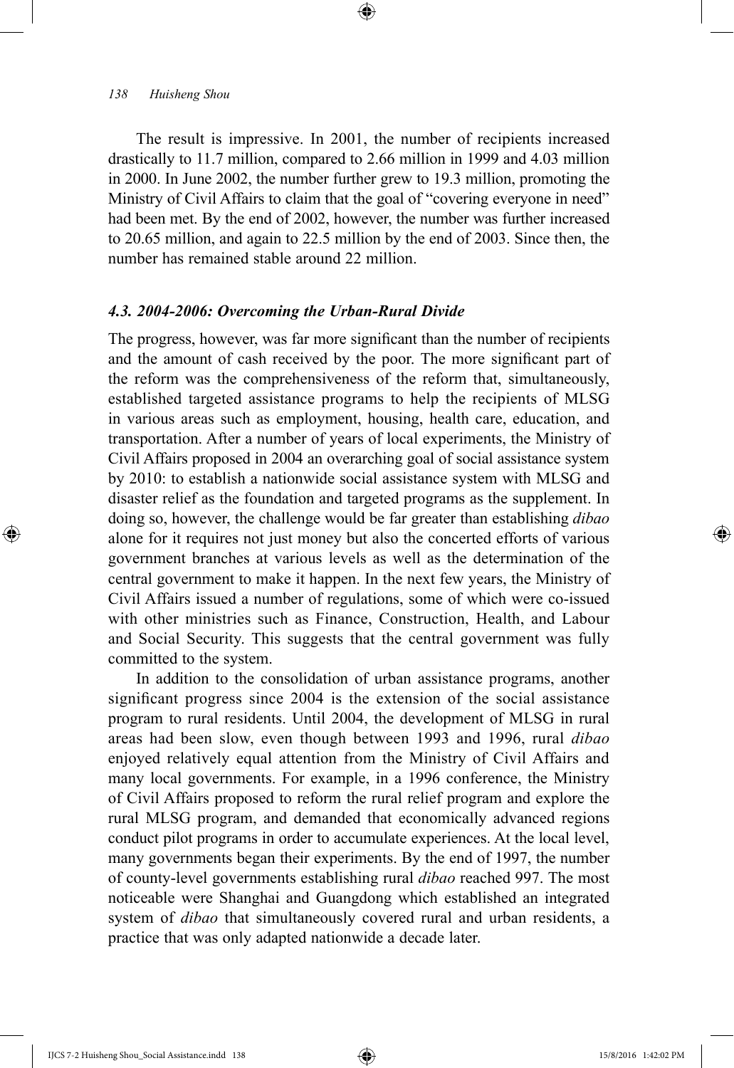The result is impressive. In 2001, the number of recipients increased drastically to 11.7 million, compared to 2.66 million in 1999 and 4.03 million in 2000. In June 2002, the number further grew to 19.3 million, promoting the Ministry of Civil Affairs to claim that the goal of "covering everyone in need" had been met. By the end of 2002, however, the number was further increased to 20.65 million, and again to 22.5 million by the end of 2003. Since then, the number has remained stable around 22 million.

### *4.3. 2004-2006: Overcoming the Urban-Rural Divide*

The progress, however, was far more significant than the number of recipients and the amount of cash received by the poor. The more significant part of the reform was the comprehensiveness of the reform that, simultaneously, established targeted assistance programs to help the recipients of MLSG in various areas such as employment, housing, health care, education, and transportation. After a number of years of local experiments, the Ministry of Civil Affairs proposed in 2004 an overarching goal of social assistance system by 2010: to establish a nationwide social assistance system with MLSG and disaster relief as the foundation and targeted programs as the supplement. In doing so, however, the challenge would be far greater than establishing *dibao* alone for it requires not just money but also the concerted efforts of various government branches at various levels as well as the determination of the central government to make it happen. In the next few years, the Ministry of Civil Affairs issued a number of regulations, some of which were co-issued with other ministries such as Finance, Construction, Health, and Labour and Social Security. This suggests that the central government was fully committed to the system.

In addition to the consolidation of urban assistance programs, another significant progress since 2004 is the extension of the social assistance program to rural residents. Until 2004, the development of MLSG in rural areas had been slow, even though between 1993 and 1996, rural *dibao* enjoyed relatively equal attention from the Ministry of Civil Affairs and many local governments. For example, in a 1996 conference, the Ministry of Civil Affairs proposed to reform the rural relief program and explore the rural MLSG program, and demanded that economically advanced regions conduct pilot programs in order to accumulate experiences. At the local level, many governments began their experiments. By the end of 1997, the number of county-level governments establishing rural *dibao* reached 997. The most noticeable were Shanghai and Guangdong which established an integrated system of *dibao* that simultaneously covered rural and urban residents, a practice that was only adapted nationwide a decade later.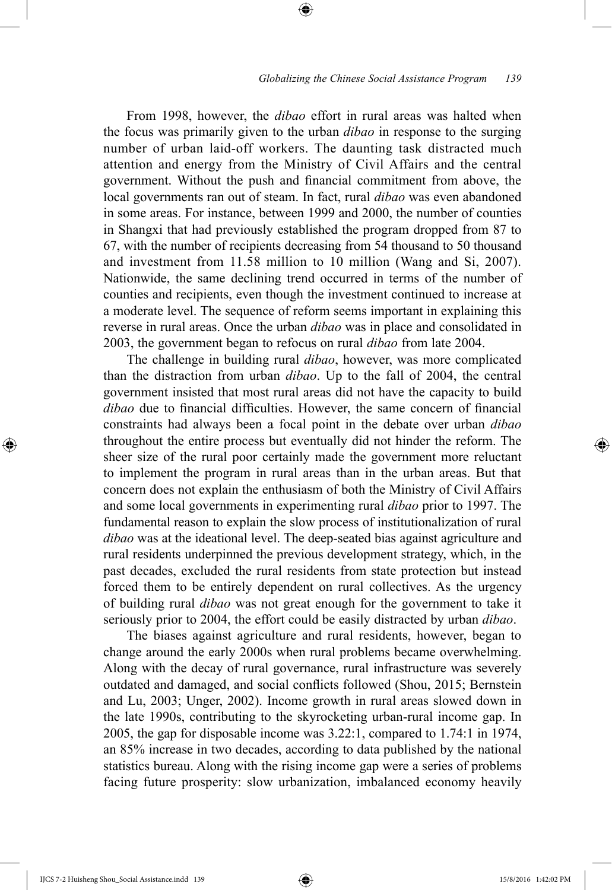From 1998, however, the *dibao* effort in rural areas was halted when the focus was primarily given to the urban *dibao* in response to the surging number of urban laid-off workers. The daunting task distracted much attention and energy from the Ministry of Civil Affairs and the central government. Without the push and financial commitment from above, the local governments ran out of steam. In fact, rural *dibao* was even abandoned in some areas. For instance, between 1999 and 2000, the number of counties in Shangxi that had previously established the program dropped from 87 to 67, with the number of recipients decreasing from 54 thousand to 50 thousand and investment from 11.58 million to 10 million (Wang and Si, 2007). Nationwide, the same declining trend occurred in terms of the number of counties and recipients, even though the investment continued to increase at a moderate level. The sequence of reform seems important in explaining this reverse in rural areas. Once the urban *dibao* was in place and consolidated in 2003, the government began to refocus on rural *dibao* from late 2004.

The challenge in building rural *dibao*, however, was more complicated than the distraction from urban *dibao*. Up to the fall of 2004, the central government insisted that most rural areas did not have the capacity to build *dibao* due to financial difficulties. However, the same concern of financial constraints had always been a focal point in the debate over urban *dibao* throughout the entire process but eventually did not hinder the reform. The sheer size of the rural poor certainly made the government more reluctant to implement the program in rural areas than in the urban areas. But that concern does not explain the enthusiasm of both the Ministry of Civil Affairs and some local governments in experimenting rural *dibao* prior to 1997. The fundamental reason to explain the slow process of institutionalization of rural *dibao* was at the ideational level. The deep-seated bias against agriculture and rural residents underpinned the previous development strategy, which, in the past decades, excluded the rural residents from state protection but instead forced them to be entirely dependent on rural collectives. As the urgency of building rural *dibao* was not great enough for the government to take it seriously prior to 2004, the effort could be easily distracted by urban *dibao*.

The biases against agriculture and rural residents, however, began to change around the early 2000s when rural problems became overwhelming. Along with the decay of rural governance, rural infrastructure was severely outdated and damaged, and social conflicts followed (Shou, 2015; Bernstein and Lu, 2003; Unger, 2002). Income growth in rural areas slowed down in the late 1990s, contributing to the skyrocketing urban-rural income gap. In 2005, the gap for disposable income was 3.22:1, compared to 1.74:1 in 1974, an 85% increase in two decades, according to data published by the national statistics bureau. Along with the rising income gap were a series of problems facing future prosperity: slow urbanization, imbalanced economy heavily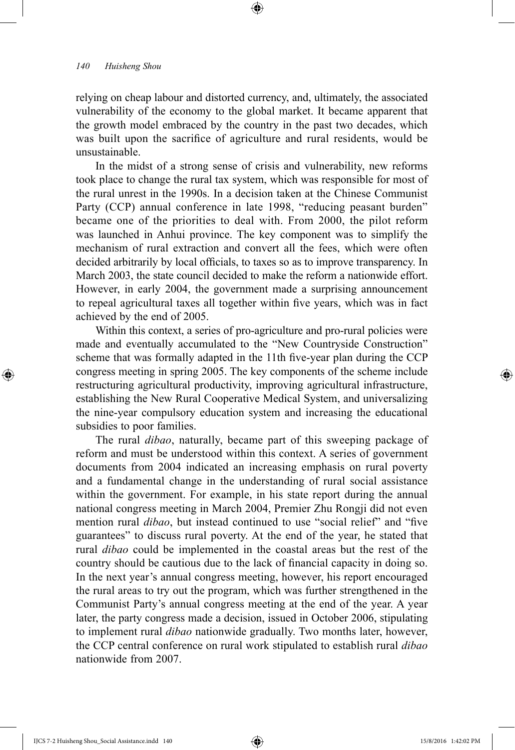relying on cheap labour and distorted currency, and, ultimately, the associated vulnerability of the economy to the global market. It became apparent that the growth model embraced by the country in the past two decades, which was built upon the sacrifice of agriculture and rural residents, would be unsustainable.

In the midst of a strong sense of crisis and vulnerability, new reforms took place to change the rural tax system, which was responsible for most of the rural unrest in the 1990s. In a decision taken at the Chinese Communist Party (CCP) annual conference in late 1998, "reducing peasant burden" became one of the priorities to deal with. From 2000, the pilot reform was launched in Anhui province. The key component was to simplify the mechanism of rural extraction and convert all the fees, which were often decided arbitrarily by local officials, to taxes so as to improve transparency. In March 2003, the state council decided to make the reform a nationwide effort. However, in early 2004, the government made a surprising announcement to repeal agricultural taxes all together within five years, which was in fact achieved by the end of 2005.

Within this context, a series of pro-agriculture and pro-rural policies were made and eventually accumulated to the "New Countryside Construction" scheme that was formally adapted in the 11th five-year plan during the CCP congress meeting in spring 2005. The key components of the scheme include restructuring agricultural productivity, improving agricultural infrastructure, establishing the New Rural Cooperative Medical System, and universalizing the nine-year compulsory education system and increasing the educational subsidies to poor families.

The rural *dibao*, naturally, became part of this sweeping package of reform and must be understood within this context. A series of government documents from 2004 indicated an increasing emphasis on rural poverty and a fundamental change in the understanding of rural social assistance within the government. For example, in his state report during the annual national congress meeting in March 2004, Premier Zhu Rongji did not even mention rural *dibao*, but instead continued to use "social relief" and "five guarantees" to discuss rural poverty. At the end of the year, he stated that rural *dibao* could be implemented in the coastal areas but the rest of the country should be cautious due to the lack of financial capacity in doing so. In the next year's annual congress meeting, however, his report encouraged the rural areas to try out the program, which was further strengthened in the Communist Party's annual congress meeting at the end of the year. A year later, the party congress made a decision, issued in October 2006, stipulating to implement rural *dibao* nationwide gradually. Two months later, however, the CCP central conference on rural work stipulated to establish rural *dibao* nationwide from 2007.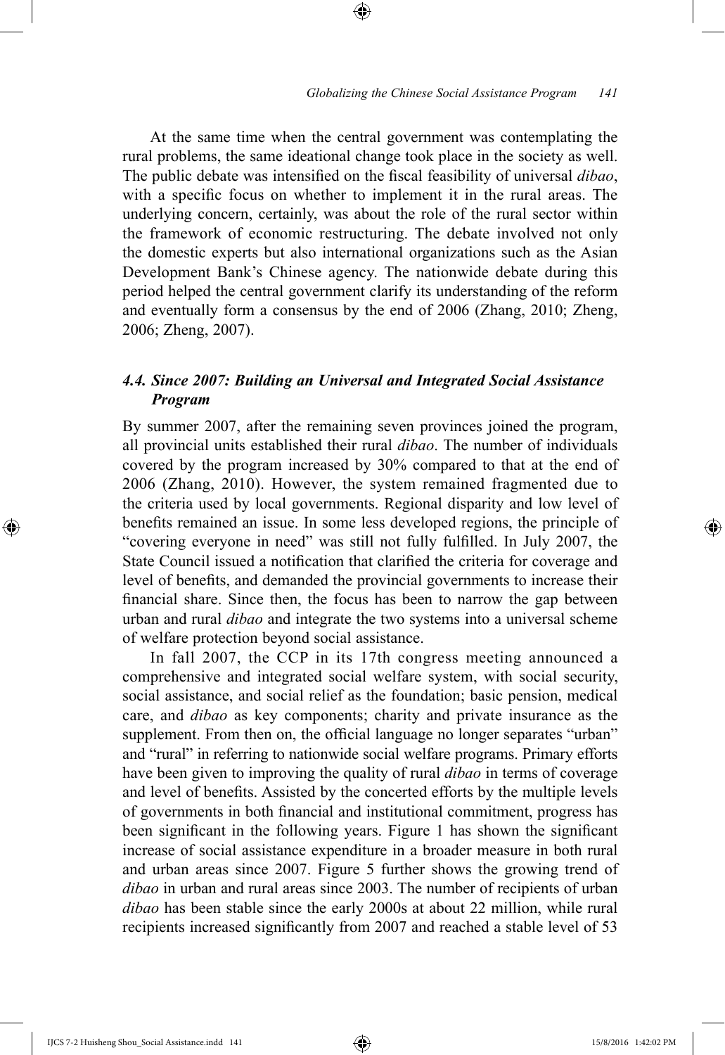At the same time when the central government was contemplating the rural problems, the same ideational change took place in the society as well. The public debate was intensified on the fiscal feasibility of universal *dibao*, with a specific focus on whether to implement it in the rural areas. The underlying concern, certainly, was about the role of the rural sector within the framework of economic restructuring. The debate involved not only the domestic experts but also international organizations such as the Asian Development Bank's Chinese agency. The nationwide debate during this period helped the central government clarify its understanding of the reform and eventually form a consensus by the end of 2006 (Zhang, 2010; Zheng, 2006; Zheng, 2007).

### *4.4. Since 2007: Building an Universal and Integrated Social Assistance Program*

By summer 2007, after the remaining seven provinces joined the program, all provincial units established their rural *dibao*. The number of individuals covered by the program increased by 30% compared to that at the end of 2006 (Zhang, 2010). However, the system remained fragmented due to the criteria used by local governments. Regional disparity and low level of benefits remained an issue. In some less developed regions, the principle of "covering everyone in need" was still not fully fulfilled. In July 2007, the State Council issued a notification that clarified the criteria for coverage and level of benefits, and demanded the provincial governments to increase their financial share. Since then, the focus has been to narrow the gap between urban and rural *dibao* and integrate the two systems into a universal scheme of welfare protection beyond social assistance.

In fall 2007, the CCP in its 17th congress meeting announced a comprehensive and integrated social welfare system, with social security, social assistance, and social relief as the foundation; basic pension, medical care, and *dibao* as key components; charity and private insurance as the supplement. From then on, the official language no longer separates "urban" and "rural" in referring to nationwide social welfare programs. Primary efforts have been given to improving the quality of rural *dibao* in terms of coverage and level of benefits. Assisted by the concerted efforts by the multiple levels of governments in both financial and institutional commitment, progress has been significant in the following years. Figure 1 has shown the significant increase of social assistance expenditure in a broader measure in both rural and urban areas since 2007. Figure 5 further shows the growing trend of *dibao* in urban and rural areas since 2003. The number of recipients of urban *dibao* has been stable since the early 2000s at about 22 million, while rural recipients increased significantly from 2007 and reached a stable level of 53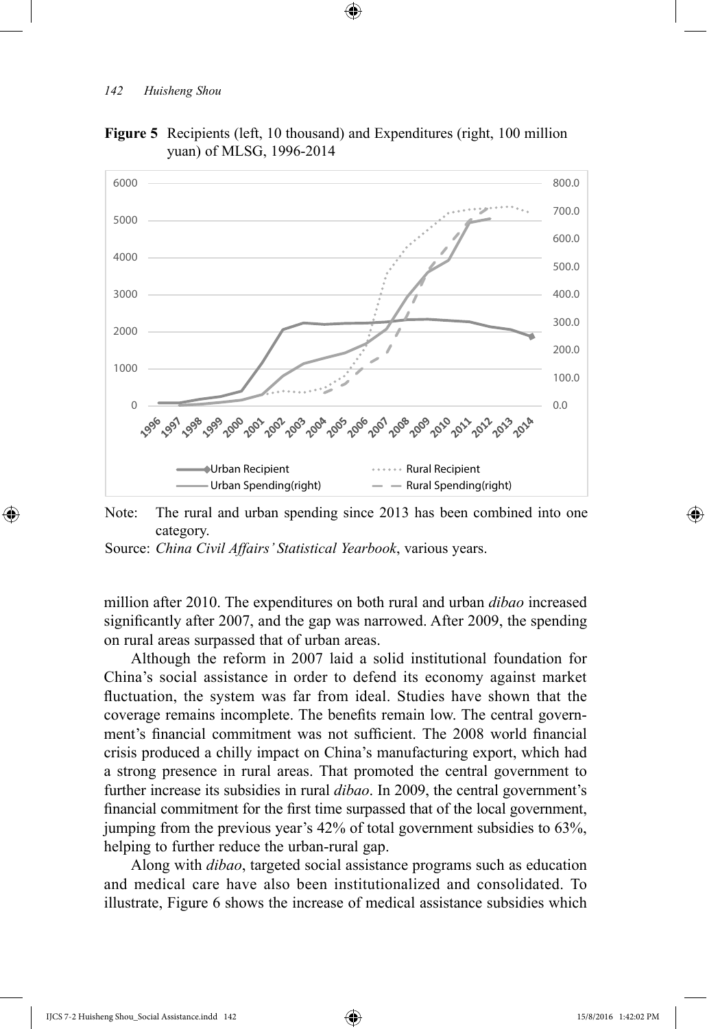**Figure 5** Recipients (left, 10 thousand) and Expenditures (right, 100 million yuan) of MLSG, 1996-2014

Note: The rural and urban spending since 2013 has been combined into one category.

Source: *China Civil Affairs' Statistical Yearbook*, various years.

million after 2010. The expenditures on both rural and urban *dibao* increased significantly after 2007, and the gap was narrowed. After 2009, the spending on rural areas surpassed that of urban areas.

Although the reform in 2007 laid a solid institutional foundation for China's social assistance in order to defend its economy against market fluctuation, the system was far from ideal. Studies have shown that the coverage remains incomplete. The benefits remain low. The central government's financial commitment was not sufficient. The 2008 world financial crisis produced a chilly impact on China's manufacturing export, which had a strong presence in rural areas. That promoted the central government to further increase its subsidies in rural *dibao*. In 2009, the central government's financial commitment for the first time surpassed that of the local government, jumping from the previous year's 42% of total government subsidies to 63%, helping to further reduce the urban-rural gap.

Along with *dibao*, targeted social assistance programs such as education and medical care have also been institutionalized and consolidated. To illustrate, Figure 6 shows the increase of medical assistance subsidies which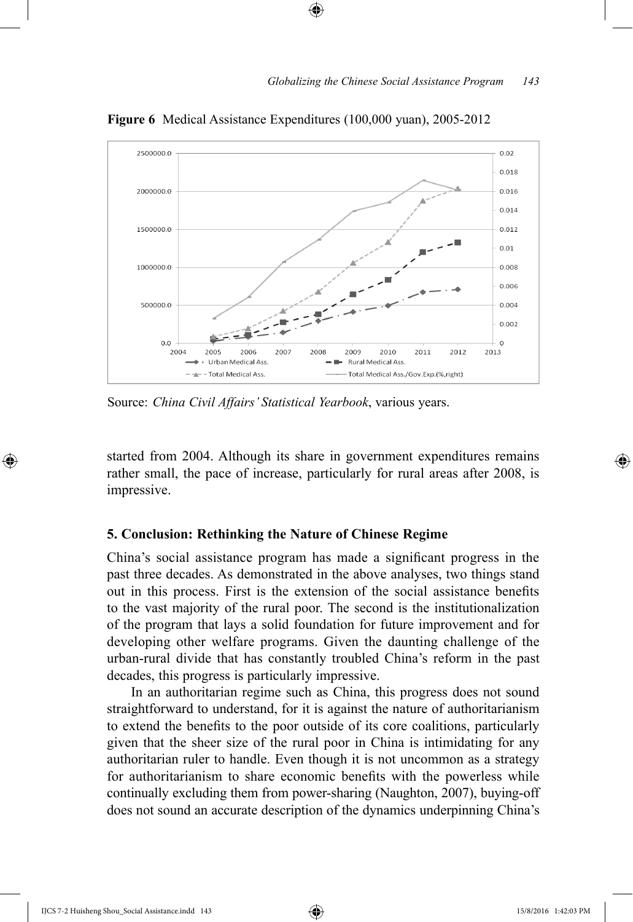**Figure 6** Medical Assistance Expenditures (100,000 yuan), 2005-2012

Source: *China Civil Affairs' Statistical Yearbook*, various years.

started from 2004. Although its share in government expenditures remains rather small, the pace of increase, particularly for rural areas after 2008, is impressive.

### 5. Conclusion: Rethinking the Nature of Chinese Regime

China's social assistance program has made a significant progress in the past three decades. As demonstrated in the above analyses, two things stand out in this process. First is the extension of the social assistance benefits to the vast majority of the rural poor. The second is the institutionalization of the program that lays a solid foundation for future improvement and for developing other welfare programs. Given the daunting challenge of the urban-rural divide that has constantly troubled China's reform in the past decades, this progress is particularly impressive.

In an authoritarian regime such as China, this progress does not sound straightforward to understand, for it is against the nature of authoritarianism to extend the benefits to the poor outside of its core coalitions, particularly given that the sheer size of the rural poor in China is intimidating for any authoritarian ruler to handle. Even though it is not uncommon as a strategy for authoritarianism to share economic benefits with the powerless while continually excluding them from power-sharing (Naughton, 2007), buying-off does not sound an accurate description of the dynamics underpinning China's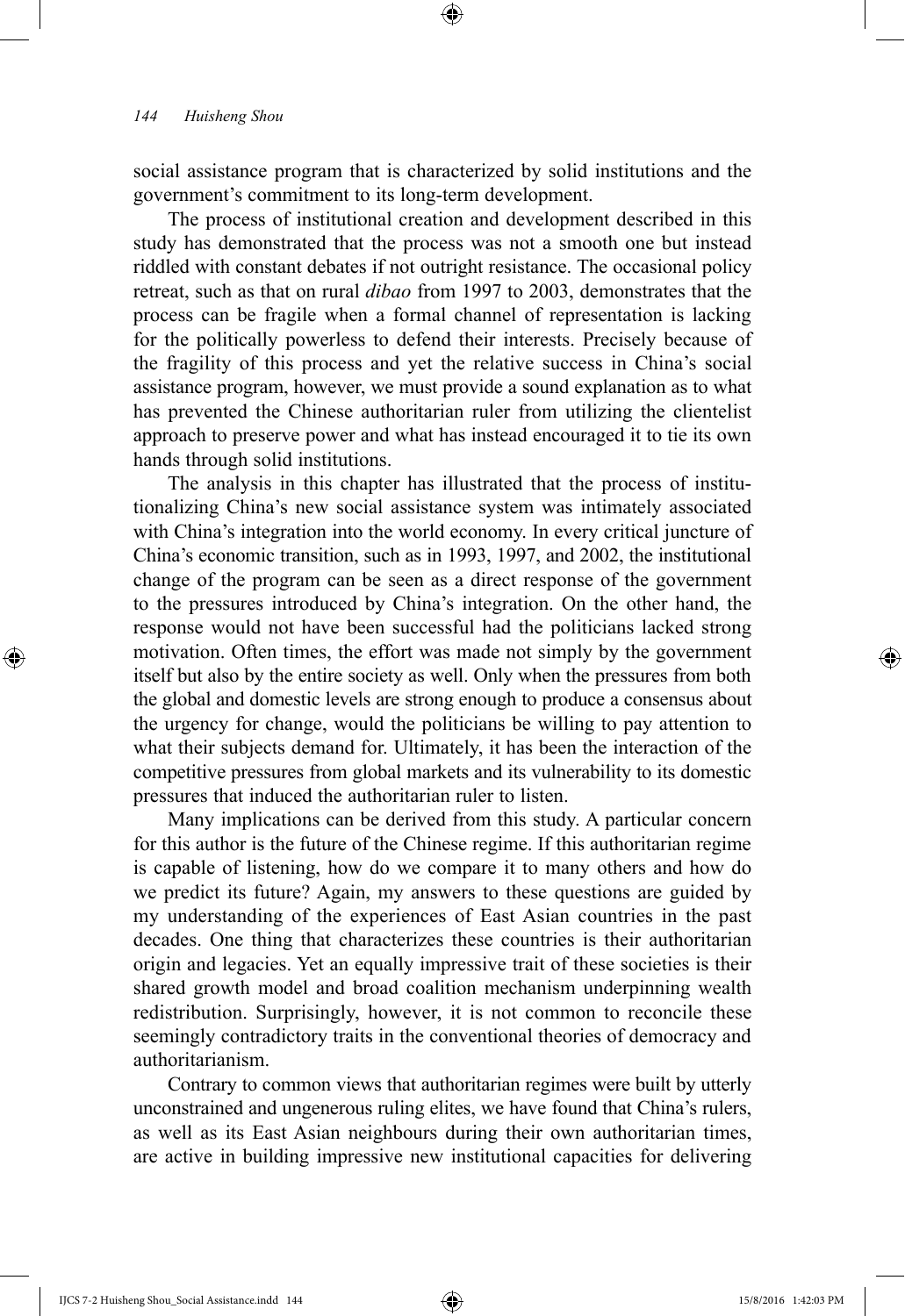social assistance program that is characterized by solid institutions and the government's commitment to its long-term development.

The process of institutional creation and development described in this study has demonstrated that the process was not a smooth one but instead riddled with constant debates if not outright resistance. The occasional policy retreat, such as that on rural *dibao* from 1997 to 2003, demonstrates that the process can be fragile when a formal channel of representation is lacking for the politically powerless to defend their interests. Precisely because of the fragility of this process and yet the relative success in China's social assistance program, however, we must provide a sound explanation as to what has prevented the Chinese authoritarian ruler from utilizing the clientelist approach to preserve power and what has instead encouraged it to tie its own hands through solid institutions.

The analysis in this chapter has illustrated that the process of institutionalizing China's new social assistance system was intimately associated with China's integration into the world economy. In every critical juncture of China's economic transition, such as in 1993, 1997, and 2002, the institutional change of the program can be seen as a direct response of the government to the pressures introduced by China's integration. On the other hand, the response would not have been successful had the politicians lacked strong motivation. Often times, the effort was made not simply by the government itself but also by the entire society as well. Only when the pressures from both the global and domestic levels are strong enough to produce a consensus about the urgency for change, would the politicians be willing to pay attention to what their subjects demand for. Ultimately, it has been the interaction of the competitive pressures from global markets and its vulnerability to its domestic pressures that induced the authoritarian ruler to listen.

Many implications can be derived from this study. A particular concern for this author is the future of the Chinese regime. If this authoritarian regime is capable of listening, how do we compare it to many others and how do we predict its future? Again, my answers to these questions are guided by my understanding of the experiences of East Asian countries in the past decades. One thing that characterizes these countries is their authoritarian origin and legacies. Yet an equally impressive trait of these societies is their shared growth model and broad coalition mechanism underpinning wealth redistribution. Surprisingly, however, it is not common to reconcile these seemingly contradictory traits in the conventional theories of democracy and authoritarianism.

Contrary to common views that authoritarian regimes were built by utterly unconstrained and ungenerous ruling elites, we have found that China's rulers, as well as its East Asian neighbours during their own authoritarian times, are active in building impressive new institutional capacities for delivering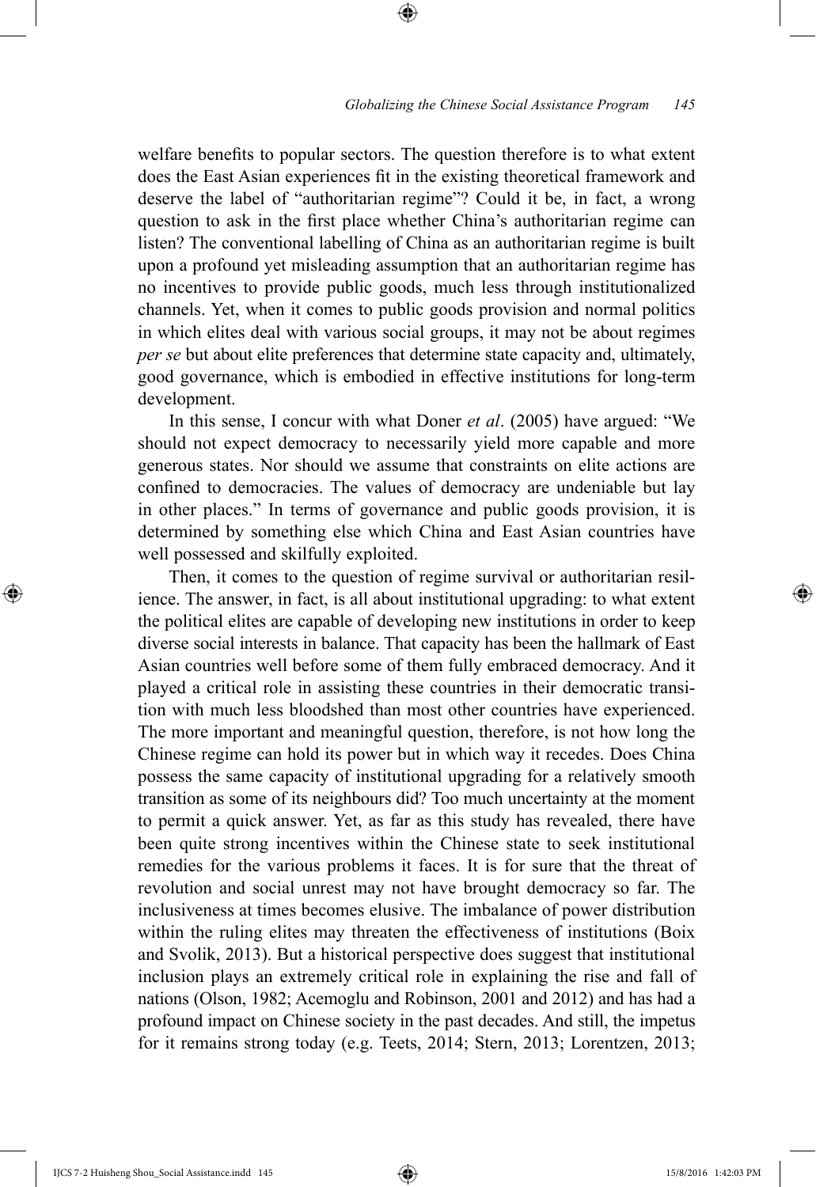welfare benefits to popular sectors. The question therefore is to what extent does the East Asian experiences fit in the existing theoretical framework and deserve the label of "authoritarian regime"? Could it be, in fact, a wrong question to ask in the first place whether China's authoritarian regime can listen? The conventional labelling of China as an authoritarian regime is built upon a profound yet misleading assumption that an authoritarian regime has no incentives to provide public goods, much less through institutionalized channels. Yet, when it comes to public goods provision and normal politics in which elites deal with various social groups, it may not be about regimes *per se* but about elite preferences that determine state capacity and, ultimately, good governance, which is embodied in effective institutions for long-term development.

In this sense, I concur with what Doner *et al*. (2005) have argued: "We should not expect democracy to necessarily yield more capable and more generous states. Nor should we assume that constraints on elite actions are confined to democracies. The values of democracy are undeniable but lay in other places." In terms of governance and public goods provision, it is determined by something else which China and East Asian countries have well possessed and skilfully exploited.

Then, it comes to the question of regime survival or authoritarian resilience. The answer, in fact, is all about institutional upgrading: to what extent the political elites are capable of developing new institutions in order to keep diverse social interests in balance. That capacity has been the hallmark of East Asian countries well before some of them fully embraced democracy. And it played a critical role in assisting these countries in their democratic transition with much less bloodshed than most other countries have experienced. The more important and meaningful question, therefore, is not how long the Chinese regime can hold its power but in which way it recedes. Does China possess the same capacity of institutional upgrading for a relatively smooth transition as some of its neighbours did? Too much uncertainty at the moment to permit a quick answer. Yet, as far as this study has revealed, there have been quite strong incentives within the Chinese state to seek institutional remedies for the various problems it faces. It is for sure that the threat of revolution and social unrest may not have brought democracy so far. The inclusiveness at times becomes elusive. The imbalance of power distribution within the ruling elites may threaten the effectiveness of institutions (Boix and Svolik, 2013). But a historical perspective does suggest that institutional inclusion plays an extremely critical role in explaining the rise and fall of nations (Olson, 1982; Acemoglu and Robinson, 2001 and 2012) and has had a profound impact on Chinese society in the past decades. And still, the impetus for it remains strong today (e.g. Teets, 2014; Stern, 2013; Lorentzen, 2013;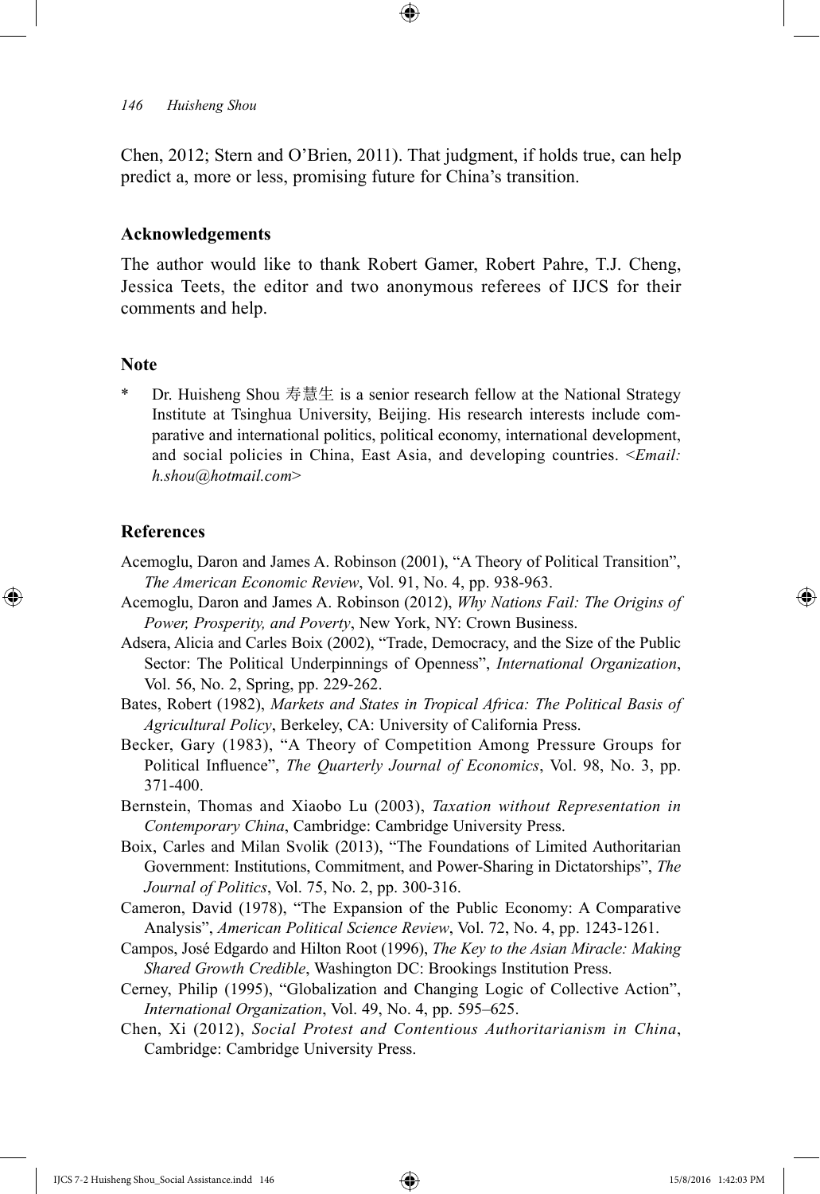Chen, 2012; Stern and O'Brien, 2011). That judgment, if holds true, can help predict a, more or less, promising future for China's transition.

## Acknowledgements

The author would like to thank Robert Gamer, Robert Pahre, T.J. Cheng, Jessica Teets, the editor and two anonymous referees of IJCS for their comments and help.

## Note

\* Dr. Huisheng Shou 寿慧生 is a senior research fellow at the National Strategy Institute at Tsinghua University, Beijing. His research interests include comparative and international politics, political economy, international development, and social policies in China, East Asia, and developing countries. <*Email: h.shou@hotmail.com*>

## References

Acemoglu, Daron and James A. Robinson (2001), "A Theory of Political Transition", *The American Economic Review*, Vol. 91, No. 4, pp. 938-963.

Acemoglu, Daron and James A. Robinson (2012), *Why Nations Fail: The Origins of Power, Prosperity, and Poverty*, New York, NY: Crown Business.

Adsera, Alicia and Carles Boix (2002), "Trade, Democracy, and the Size of the Public Sector: The Political Underpinnings of Openness", *International Organization*, Vol. 56, No. 2, Spring, pp. 229-262.

Bates, Robert (1982), *Markets and States in Tropical Africa: The Political Basis of Agricultural Policy*, Berkeley, CA: University of California Press.

Becker, Gary (1983), "A Theory of Competition Among Pressure Groups for Political Influence", *The Quarterly Journal of Economics*, Vol. 98, No. 3, pp. 371-400.

Bernstein, Thomas and Xiaobo Lu (2003), *Taxation without Representation in Contemporary China*, Cambridge: Cambridge University Press.

Boix, Carles and Milan Svolik (2013), "The Foundations of Limited Authoritarian Government: Institutions, Commitment, and Power-Sharing in Dictatorships", *The Journal of Politics*, Vol. 75, No. 2, pp. 300-316.

Cameron, David (1978), "The Expansion of the Public Economy: A Comparative Analysis", *American Political Science Review*, Vol. 72, No. 4, pp. 1243-1261.

Campos, José Edgardo and Hilton Root (1996), *The Key to the Asian Miracle: Making Shared Growth Credible*, Washington DC: Brookings Institution Press.

Cerney, Philip (1995), "Globalization and Changing Logic of Collective Action", *International Organization*, Vol. 49, No. 4, pp. 595–625.

Chen, Xi (2012), *Social Protest and Contentious Authoritarianism in China*, Cambridge: Cambridge University Press.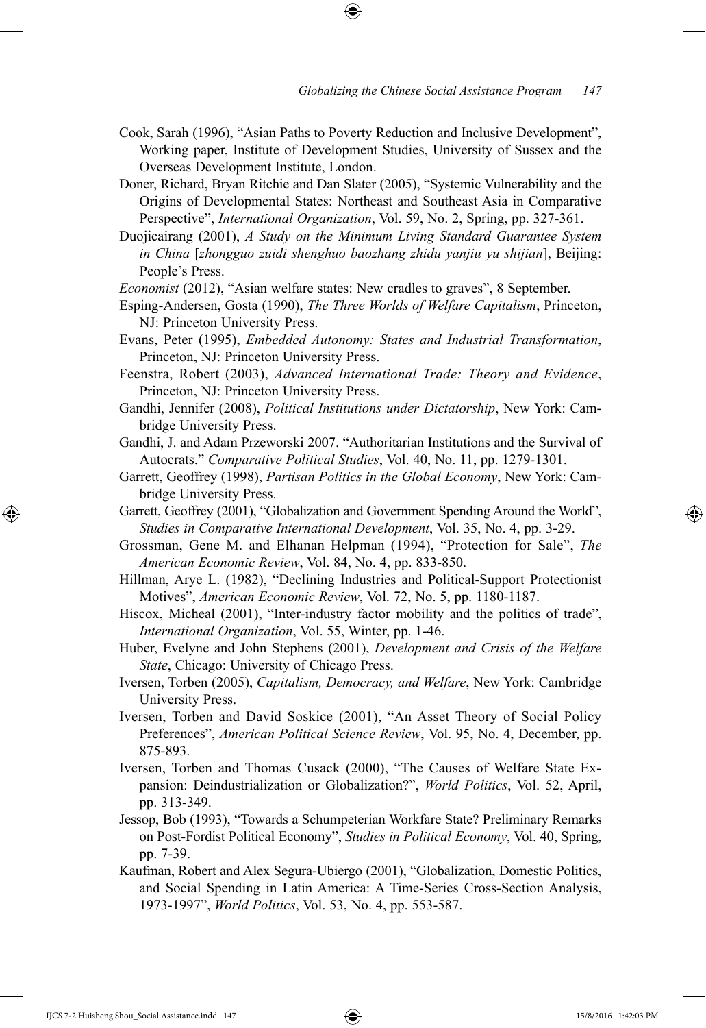Cook, Sarah (1996), "Asian Paths to Poverty Reduction and Inclusive Development", Working paper, Institute of Development Studies, University of Sussex and the Overseas Development Institute, London.

Doner, Richard, Bryan Ritchie and Dan Slater (2005), "Systemic Vulnerability and the Origins of Developmental States: Northeast and Southeast Asia in Comparative Perspective", *International Organization*, Vol. 59, No. 2, Spring, pp. 327-361.

Duojicairang (2001), *A Study on the Minimum Living Standard Guarantee System in China* [*zhongguo zuidi shenghuo baozhang zhidu yanjiu yu shijian*], Beijing: People's Press.

*Economist* (2012), "Asian welfare states: New cradles to graves", 8 September.

Esping-Andersen, Gosta (1990), *The Three Worlds of Welfare Capitalism*, Princeton, NJ: Princeton University Press.

Evans, Peter (1995), *Embedded Autonomy: States and Industrial Transformation*, Princeton, NJ: Princeton University Press.

Feenstra, Robert (2003), *Advanced International Trade: Theory and Evidence*, Princeton, NJ: Princeton University Press.

Gandhi, Jennifer (2008), *Political Institutions under Dictatorship*, New York: Cambridge University Press.

Gandhi, J. and Adam Przeworski 2007. "Authoritarian Institutions and the Survival of Autocrats." *Comparative Political Studies*, Vol. 40, No. 11, pp. 1279-1301.

Garrett, Geoffrey (1998), *Partisan Politics in the Global Economy*, New York: Cambridge University Press.

Garrett, Geoffrey (2001), "Globalization and Government Spending Around the World", *Studies in Comparative International Development*, Vol. 35, No. 4, pp. 3-29.

Grossman, Gene M. and Elhanan Helpman (1994), "Protection for Sale", *The American Economic Review*, Vol. 84, No. 4, pp. 833-850.

Hillman, Arye L. (1982), "Declining Industries and Political-Support Protectionist Motives", *American Economic Review*, Vol. 72, No. 5, pp. 1180-1187.

Hiscox, Micheal (2001), "Inter-industry factor mobility and the politics of trade", *International Organization*, Vol. 55, Winter, pp. 1-46.

Huber, Evelyne and John Stephens (2001), *Development and Crisis of the Welfare State*, Chicago: University of Chicago Press.

Iversen, Torben (2005), *Capitalism, Democracy, and Welfare*, New York: Cambridge University Press.

Iversen, Torben and David Soskice (2001), "An Asset Theory of Social Policy Preferences", *American Political Science Review*, Vol. 95, No. 4, December, pp. 875-893.

Iversen, Torben and Thomas Cusack (2000), "The Causes of Welfare State Expansion: Deindustrialization or Globalization?", *World Politics*, Vol. 52, April, pp. 313-349.

Jessop, Bob (1993), "Towards a Schumpeterian Workfare State? Preliminary Remarks on Post-Fordist Political Economy", *Studies in Political Economy*, Vol. 40, Spring, pp. 7-39.

Kaufman, Robert and Alex Segura-Ubiergo (2001), "Globalization, Domestic Politics, and Social Spending in Latin America: A Time-Series Cross-Section Analysis, 1973-1997", *World Politics*, Vol. 53, No. 4, pp. 553-587.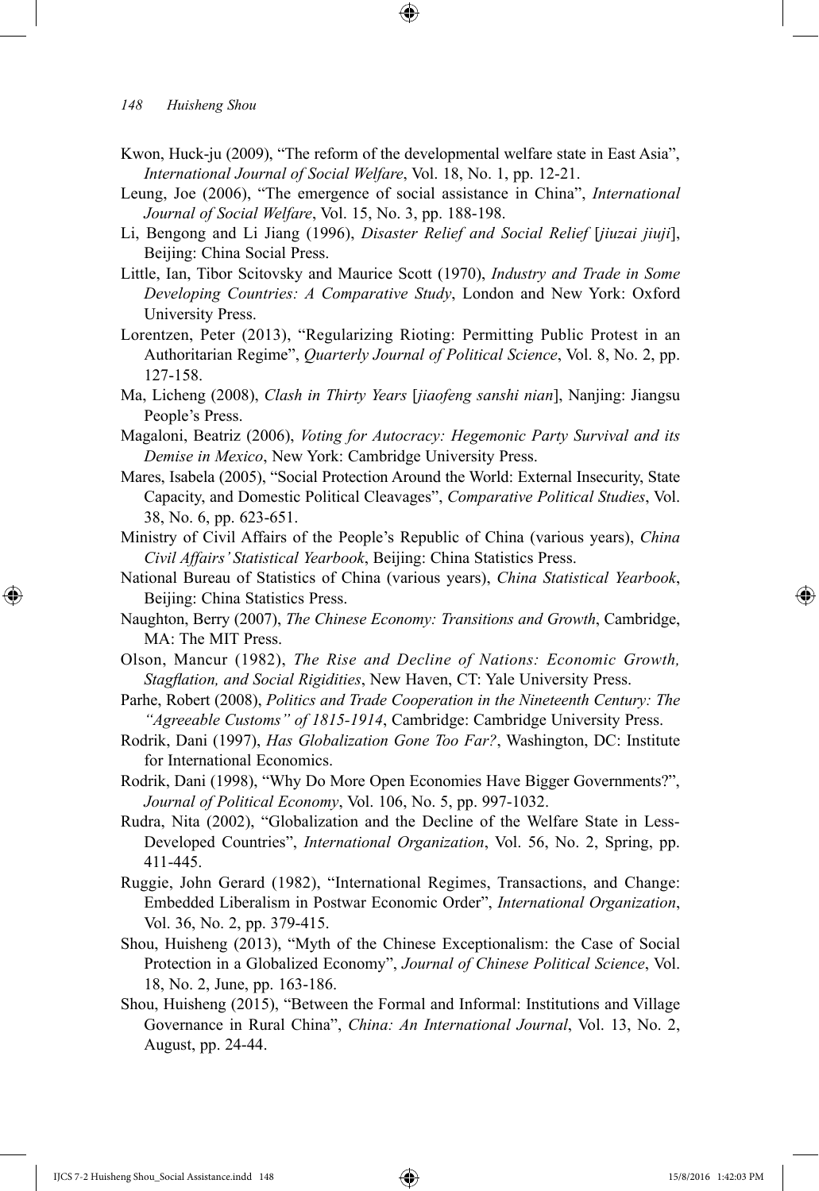Kwon, Huck-ju (2009), "The reform of the developmental welfare state in East Asia", *International Journal of Social Welfare*, Vol. 18, No. 1, pp. 12-21.

Leung, Joe (2006), "The emergence of social assistance in China", *International Journal of Social Welfare*, Vol. 15, No. 3, pp. 188-198.

Li, Bengong and Li Jiang (1996), *Disaster Relief and Social Relief* [*jiuzai jiuji*], Beijing: China Social Press.

Little, Ian, Tibor Scitovsky and Maurice Scott (1970), *Industry and Trade in Some Developing Countries: A Comparative Study*, London and New York: Oxford University Press.

Lorentzen, Peter (2013), "Regularizing Rioting: Permitting Public Protest in an Authoritarian Regime", *Quarterly Journal of Political Science*, Vol. 8, No. 2, pp. 127-158.

Ma, Licheng (2008), *Clash in Thirty Years* [*jiaofeng sanshi nian*], Nanjing: Jiangsu People's Press.

Magaloni, Beatriz (2006), *Voting for Autocracy: Hegemonic Party Survival and its Demise in Mexico*, New York: Cambridge University Press.

Mares, Isabela (2005), "Social Protection Around the World: External Insecurity, State Capacity, and Domestic Political Cleavages", *Comparative Political Studies*, Vol. 38, No. 6, pp. 623-651.

Ministry of Civil Affairs of the People's Republic of China (various years), *China Civil Affairs' Statistical Yearbook*, Beijing: China Statistics Press.

National Bureau of Statistics of China (various years), *China Statistical Yearbook*, Beijing: China Statistics Press.

Naughton, Berry (2007), *The Chinese Economy: Transitions and Growth*, Cambridge, MA: The MIT Press.

Olson, Mancur (1982), *The Rise and Decline of Nations: Economic Growth, Stagflation, and Social Rigidities*, New Haven, CT: Yale University Press.

Parhe, Robert (2008), *Politics and Trade Cooperation in the Nineteenth Century: The "Agreeable Customs" of 1815-1914*, Cambridge: Cambridge University Press.

Rodrik, Dani (1997), *Has Globalization Gone Too Far?*, Washington, DC: Institute for International Economics.

Rodrik, Dani (1998), "Why Do More Open Economies Have Bigger Governments?", *Journal of Political Economy*, Vol. 106, No. 5, pp. 997-1032.

Rudra, Nita (2002), "Globalization and the Decline of the Welfare State in Less-Developed Countries", *International Organization*, Vol. 56, No. 2, Spring, pp. 411-445.

Ruggie, John Gerard (1982), "International Regimes, Transactions, and Change: Embedded Liberalism in Postwar Economic Order", *International Organization*, Vol. 36, No. 2, pp. 379-415.

Shou, Huisheng (2013), "Myth of the Chinese Exceptionalism: the Case of Social Protection in a Globalized Economy", *Journal of Chinese Political Science*, Vol. 18, No. 2, June, pp. 163-186.

Shou, Huisheng (2015), "Between the Formal and Informal: Institutions and Village Governance in Rural China", *China: An International Journal*, Vol. 13, No. 2, August, pp. 24-44.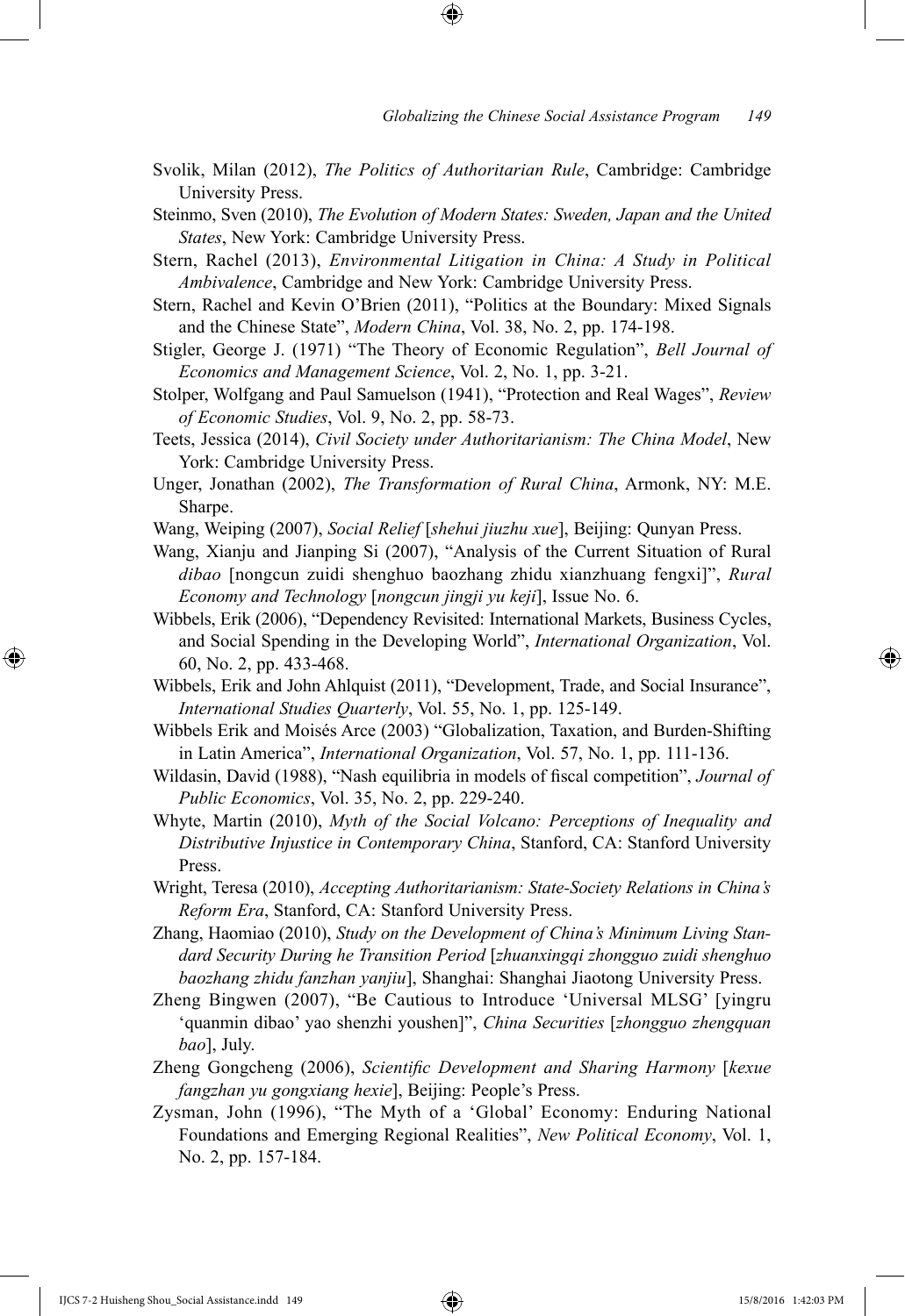Svolik, Milan (2012), *The Politics of Authoritarian Rule*, Cambridge: Cambridge University Press.

Steinmo, Sven (2010), *The Evolution of Modern States: Sweden, Japan and the United States*, New York: Cambridge University Press.

Stern, Rachel (2013), *Environmental Litigation in China: A Study in Political Ambivalence*, Cambridge and New York: Cambridge University Press.

Stern, Rachel and Kevin O'Brien (2011), "Politics at the Boundary: Mixed Signals and the Chinese State", *Modern China*, Vol. 38, No. 2, pp. 174-198.

Stigler, George J. (1971) "The Theory of Economic Regulation", *Bell Journal of Economics and Management Science*, Vol. 2, No. 1, pp. 3-21.

Stolper, Wolfgang and Paul Samuelson (1941), "Protection and Real Wages", *Review of Economic Studies*, Vol. 9, No. 2, pp. 58-73.

Teets, Jessica (2014), *Civil Society under Authoritarianism: The China Model*, New York: Cambridge University Press.

Unger, Jonathan (2002), *The Transformation of Rural China*, Armonk, NY: M.E. Sharpe.

Wang, Weiping (2007), *Social Relief* [*shehui jiuzhu xue*], Beijing: Qunyan Press.

Wang, Xianju and Jianping Si (2007), "Analysis of the Current Situation of Rural *dibao* [nongcun zuidi shenghuo baozhang zhidu xianzhuang fengxi]", *Rural Economy and Technology* [*nongcun jingji yu keji*], Issue No. 6.

Wibbels, Erik (2006), "Dependency Revisited: International Markets, Business Cycles, and Social Spending in the Developing World", *International Organization*, Vol. 60, No. 2, pp. 433-468.

Wibbels, Erik and John Ahlquist (2011), "Development, Trade, and Social Insurance", *International Studies Quarterly*, Vol. 55, No. 1, pp. 125-149.

Wibbels Erik and Moisés Arce (2003) "Globalization, Taxation, and Burden-Shifting in Latin America", *International Organization*, Vol. 57, No. 1, pp. 111-136.

Wildasin, David (1988), "Nash equilibria in models of fiscal competition", *Journal of Public Economics*, Vol. 35, No. 2, pp. 229-240.

Whyte, Martin (2010), *Myth of the Social Volcano: Perceptions of Inequality and Distributive Injustice in Contemporary China*, Stanford, CA: Stanford University Press.

Wright, Teresa (2010), *Accepting Authoritarianism: State-Society Relations in China's Reform Era*, Stanford, CA: Stanford University Press.

Zhang, Haomiao (2010), *Study on the Development of China's Minimum Living Standard Security During he Transition Period* [*zhuanxingqi zhongguo zuidi shenghuo baozhang zhidu fanzhan yanjiu*], Shanghai: Shanghai Jiaotong University Press.

Zheng Bingwen (2007), "Be Cautious to Introduce 'Universal MLSG' [yingru 'quanmin dibao' yao shenzhi youshen]", *China Securities* [*zhongguo zhengquan bao*], July.

Zheng Gongcheng (2006), *Scientific Development and Sharing Harmony* [*kexue fangzhan yu gongxiang hexie*], Beijing: People's Press.

Zysman, John (1996), "The Myth of a 'Global' Economy: Enduring National Foundations and Emerging Regional Realities", *New Political Economy*, Vol. 1, No. 2, pp. 157-184.